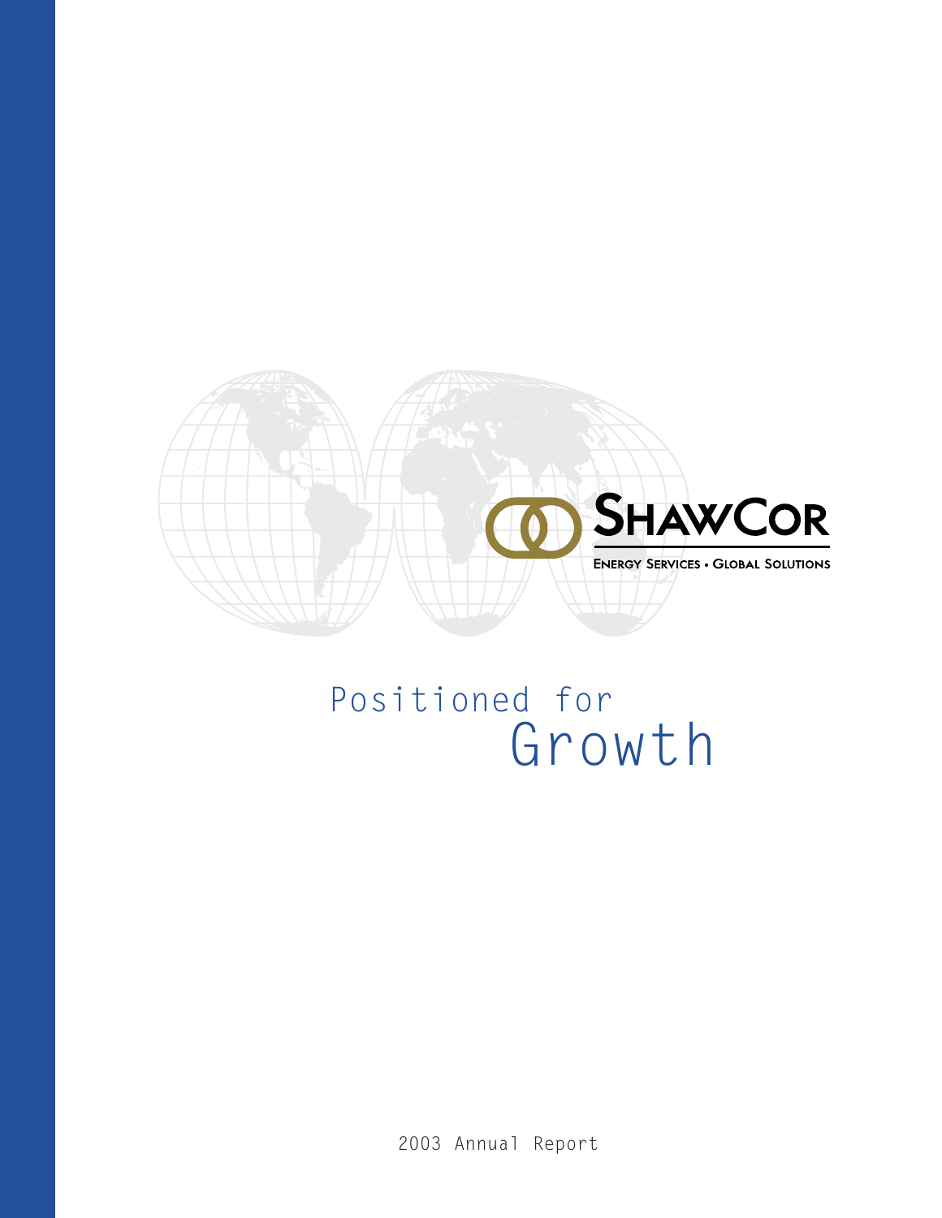ShawCor

Energy Services • Global Solutions

# Positioned for Growth

2003 Annual Report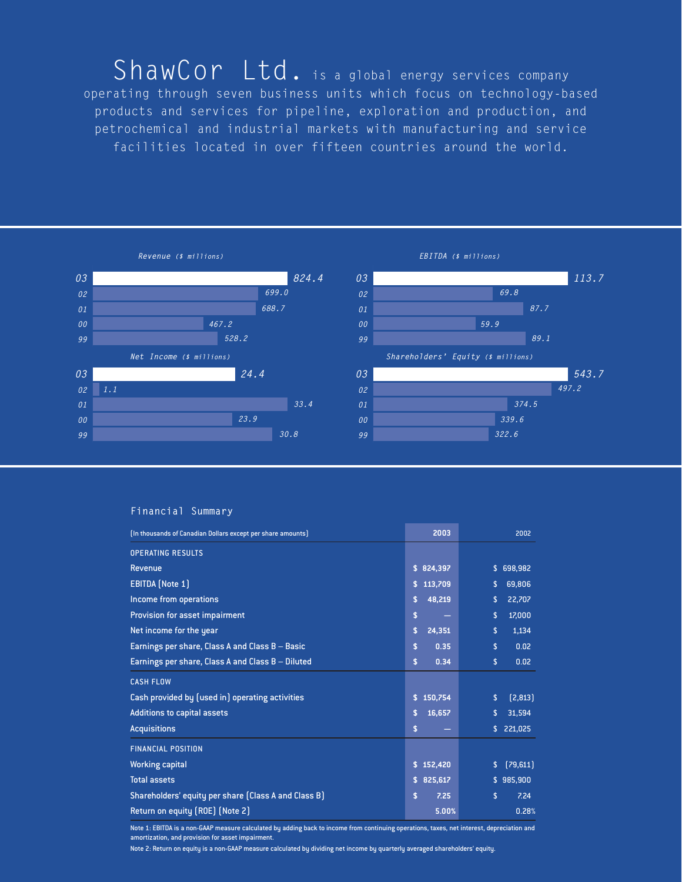**ShawCor Ltd.** is a global energy services company operating through seven business units which focus on technology-based products and services for pipeline, exploration and production, and petrochemical and industrial markets with manufacturing and service facilities located in over fifteen countries around the world.

*Revenue ($ millions)*

| Year | Revenue |
|---|---|
| 03 | 824.4 |
| 02 | 699.0 |
| 01 | 688.7 |
| 00 | 467.2 |
| 99 | 528.2 |

*EBITDA ($ millions)*

| Year | EBITDA |
|---|---|
| 03 | 113.7 |
| 02 | 69.8 |
| 01 | 87.7 |
| 00 | 59.9 |
| 99 | 89.1 |

*Net Income ($ millions)*

| Year | Net Income |
|---|---|
| 03 | 24.4 |
| 02 | 1.1 |
| 01 | 33.4 |
| 00 | 23.9 |
| 99 | 30.8 |

*Shareholders' Equity ($ millions)*

| Year | Shareholders' Equity |
|---|---|
| 03 | 543.7 |
| 02 | 497.2 |
| 01 | 374.5 |
| 00 | 339.6 |
| 99 | 322.6 |

## Financial Summary

| (In thousands of Canadian Dollars except per share amounts) | 2003 | 2002 |
|---|---|---|
| **OPERATING RESULTS** | | |
| Revenue | $ 824,397 | $ 698,982 |
| EBITDA (Note 1) | $ 113,709 | $ 69,806 |
| Income from operations | $ 48,219 | $ 22,707 |
| Provision for asset impairment | $ — | $ 17,000 |
| Net income for the year | $ 24,351 | $ 1,134 |
| Earnings per share, Class A and Class B – Basic | $ 0.35 | $ 0.02 |
| Earnings per share, Class A and Class B – Diluted | $ 0.34 | $ 0.02 |
| **CASH FLOW** | | |
| Cash provided by (used in) operating activities | $ 150,754 | $ (2,813) |
| Additions to capital assets | $ 16,657 | $ 31,594 |
| Acquisitions | $ — | $ 221,025 |
| **FINANCIAL POSITION** | | |
| Working capital | $ 152,420 | $ (79,611) |
| Total assets | $ 825,617 | $ 985,900 |
| Shareholders' equity per share (Class A and Class B) | $ 7.25 | $ 7.24 |
| Return on equity (ROE) (Note 2) | 5.00% | 0.28% |

Note 1: EBITDA is a non-GAAP measure calculated by adding back to income from continuing operations, taxes, net interest, depreciation and amortization, and provision for asset impairment.

Note 2: Return on equity is a non-GAAP measure calculated by dividing net income by quarterly averaged shareholders' equity.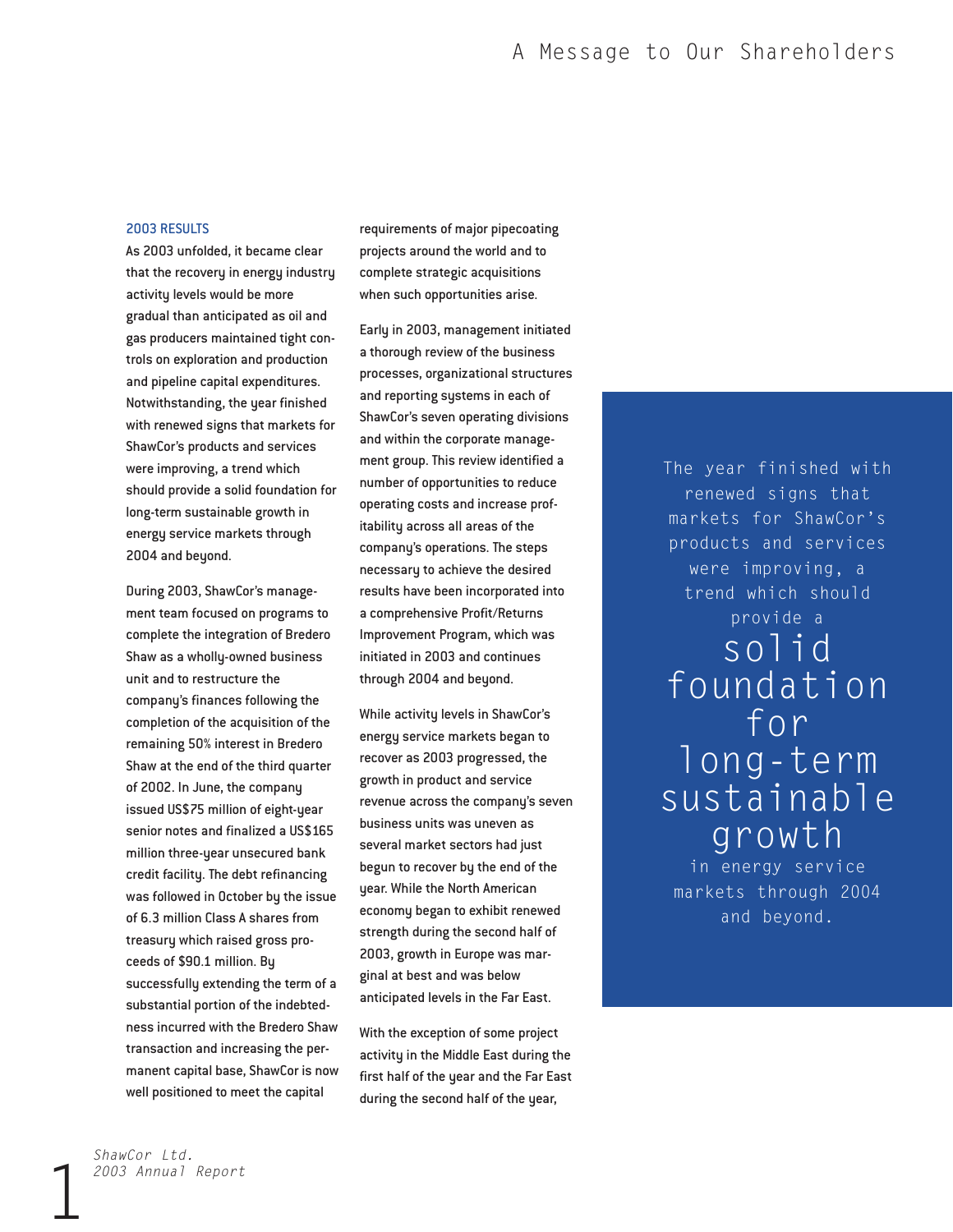# A Message to Our Shareholders

## 2003 RESULTS

As 2003 unfolded, it became clear that the recovery in energy industry activity levels would be more gradual than anticipated as oil and gas producers maintained tight controls on exploration and production and pipeline capital expenditures. Notwithstanding, the year finished with renewed signs that markets for ShawCor's products and services were improving, a trend which should provide a solid foundation for long-term sustainable growth in energy service markets through 2004 and beyond.

During 2003, ShawCor's management team focused on programs to complete the integration of Bredero Shaw as a wholly-owned business unit and to restructure the company's finances following the completion of the acquisition of the remaining 50% interest in Bredero Shaw at the end of the third quarter of 2002. In June, the company issued US$75 million of eight-year senior notes and finalized a US$165 million three-year unsecured bank credit facility. The debt refinancing was followed in October by the issue of 6.3 million Class A shares from treasury which raised gross proceeds of $90.1 million. By successfully extending the term of a substantial portion of the indebtedness incurred with the Bredero Shaw transaction and increasing the permanent capital base, ShawCor is now well positioned to meet the capital requirements of major pipecoating projects around the world and to complete strategic acquisitions when such opportunities arise.

Early in 2003, management initiated a thorough review of the business processes, organizational structures and reporting systems in each of ShawCor's seven operating divisions and within the corporate management group. This review identified a number of opportunities to reduce operating costs and increase profitability across all areas of the company's operations. The steps necessary to achieve the desired results have been incorporated into a comprehensive Profit/Returns Improvement Program, which was initiated in 2003 and continues through 2004 and beyond.

While activity levels in ShawCor's energy service markets began to recover as 2003 progressed, the growth in product and service revenue across the company's seven business units was uneven as several market sectors had just begun to recover by the end of the year. While the North American economy began to exhibit renewed strength during the second half of 2003, growth in Europe was marginal at best and was below anticipated levels in the Far East.

With the exception of some project activity in the Middle East during the first half of the year and the Far East during the second half of the year,

> The year finished with renewed signs that markets for ShawCor's products and services were improving, a trend which should provide a **solid foundation for long-term sustainable growth** in energy service markets through 2004 and beyond.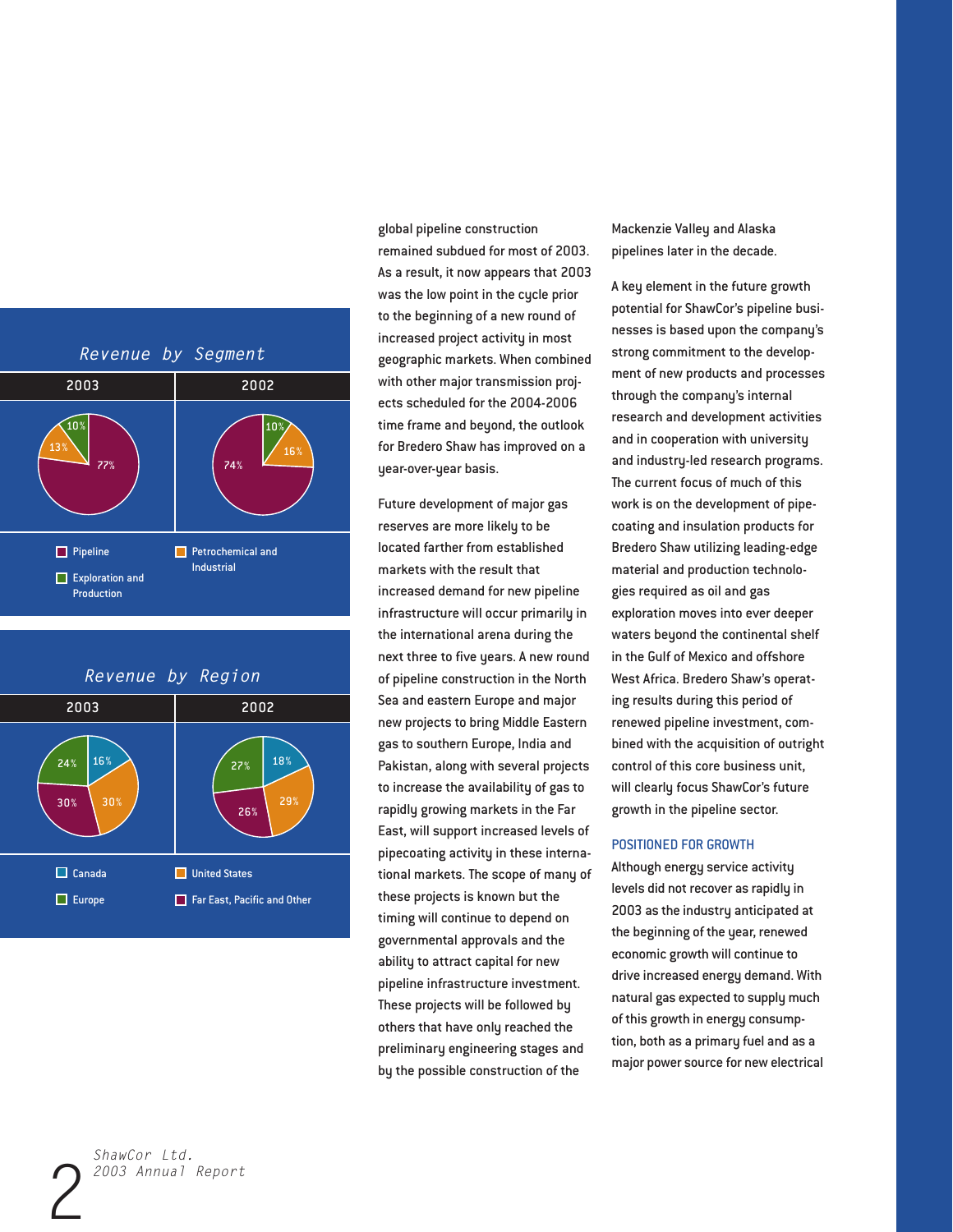## Revenue by Segment

| Segment | 2003 | 2002 |
|---|---|---|
| Pipeline | 77% | 74% |
| Petrochemical and Industrial | 13% | 16% |
| Exploration and Production | 10% | 10% |

## Revenue by Region

| Region | 2003 | 2002 |
|---|---|---|
| Canada | 16% | 18% |
| United States | 30% | 29% |
| Europe | 24% | 27% |
| Far East, Pacific and Other | 30% | 26% |

global pipeline construction remained subdued for most of 2003. As a result, it now appears that 2003 was the low point in the cycle prior to the beginning of a new round of increased project activity in most geographic markets. When combined with other major transmission projects scheduled for the 2004-2006 time frame and beyond, the outlook for Bredero Shaw has improved on a year-over-year basis.

Future development of major gas reserves are more likely to be located farther from established markets with the result that increased demand for new pipeline infrastructure will occur primarily in the international arena during the next three to five years. A new round of pipeline construction in the North Sea and eastern Europe and major new projects to bring Middle Eastern gas to southern Europe, India and Pakistan, along with several projects to increase the availability of gas to rapidly growing markets in the Far East, will support increased levels of pipecoating activity in these international markets. The scope of many of these projects is known but the timing will continue to depend on governmental approvals and the ability to attract capital for new pipeline infrastructure investment. These projects will be followed by others that have only reached the preliminary engineering stages and by the possible construction of the Mackenzie Valley and Alaska pipelines later in the decade.

A key element in the future growth potential for ShawCor's pipeline businesses is based upon the company's strong commitment to the development of new products and processes through the company's internal research and development activities and in cooperation with university and industry-led research programs. The current focus of much of this work is on the development of pipecoating and insulation products for Bredero Shaw utilizing leading-edge material and production technologies required as oil and gas exploration moves into ever deeper waters beyond the continental shelf in the Gulf of Mexico and offshore West Africa. Bredero Shaw's operating results during this period of renewed pipeline investment, combined with the acquisition of outright control of this core business unit, will clearly focus ShawCor's future growth in the pipeline sector.

### POSITIONED FOR GROWTH

Although energy service activity levels did not recover as rapidly in 2003 as the industry anticipated at the beginning of the year, renewed economic growth will continue to drive increased energy demand. With natural gas expected to supply much of this growth in energy consumption, both as a primary fuel and as a major power source for new electrical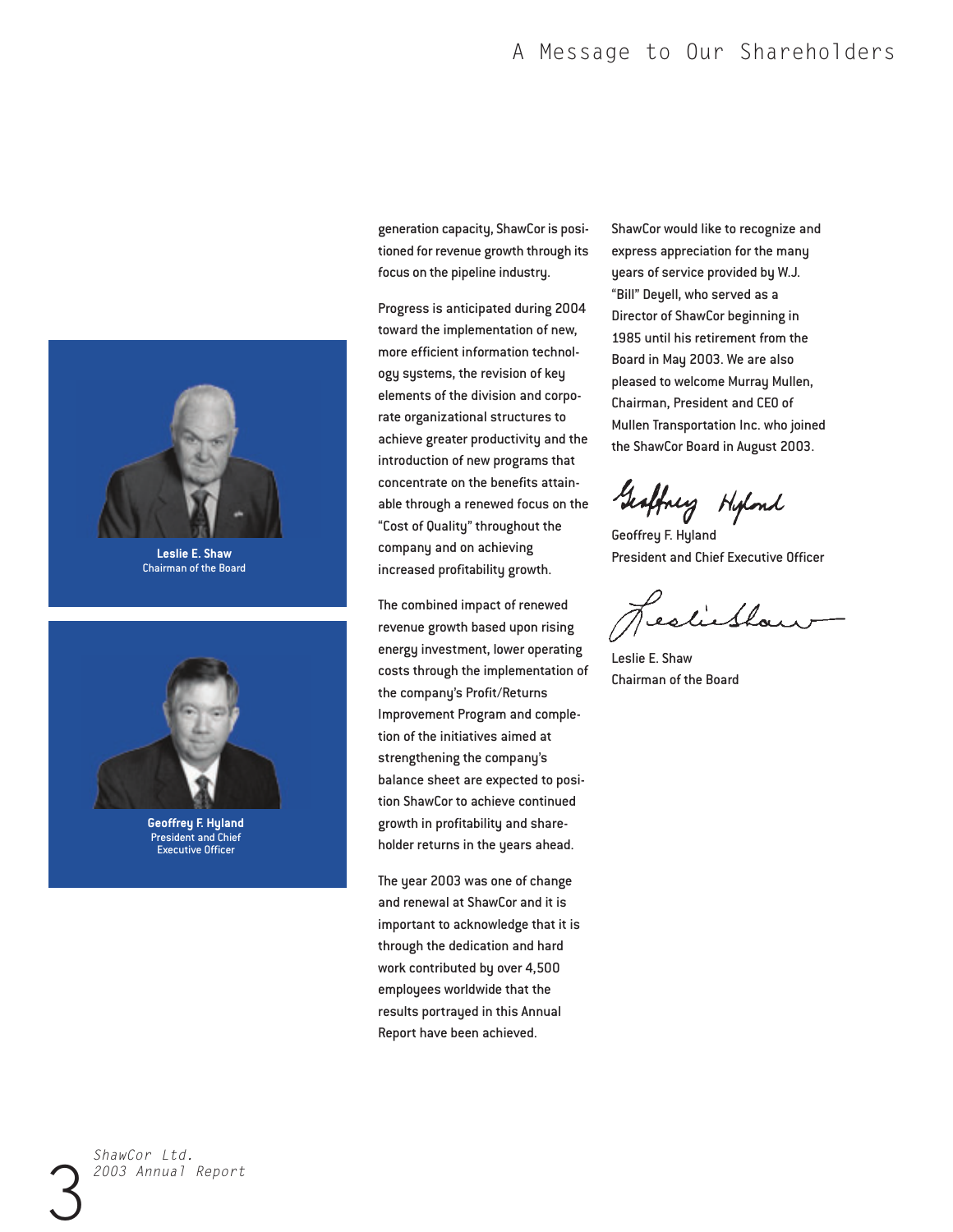generation capacity, ShawCor is positioned for revenue growth through its focus on the pipeline industry.

Progress is anticipated during 2004 toward the implementation of new, more efficient information technology systems, the revision of key elements of the division and corporate organizational structures to achieve greater productivity and the introduction of new programs that concentrate on the benefits attainable through a renewed focus on the "Cost of Quality" throughout the company and on achieving increased profitability growth.

The combined impact of renewed revenue growth based upon rising energy investment, lower operating costs through the implementation of the company's Profit/Returns Improvement Program and completion of the initiatives aimed at strengthening the company's balance sheet are expected to position ShawCor to achieve continued growth in profitability and shareholder returns in the years ahead.

The year 2003 was one of change and renewal at ShawCor and it is important to acknowledge that it is through the dedication and hard work contributed by over 4,500 employees worldwide that the results portrayed in this Annual Report have been achieved.

ShawCor would like to recognize and express appreciation for the many years of service provided by W.J. "Bill" Deyell, who served as a Director of ShawCor beginning in 1985 until his retirement from the Board in May 2003. We are also pleased to welcome Murray Mullen, Chairman, President and CEO of Mullen Transportation Inc. who joined the ShawCor Board in August 2003.

Geoffrey F. Hyland
President and Chief Executive Officer

Leslie E. Shaw
Chairman of the Board

**Leslie E. Shaw**
Chairman of the Board

**Geoffrey F. Hyland**
President and Chief Executive Officer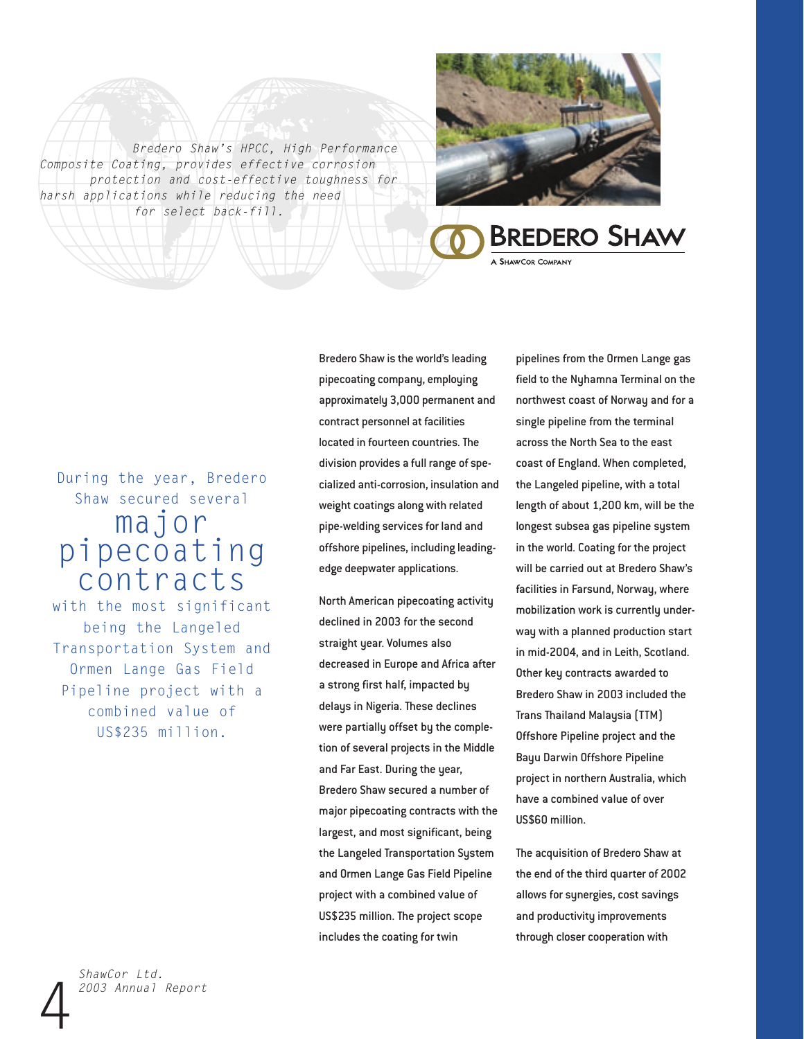*Bredero Shaw's HPCC, High Performance Composite Coating, provides effective corrosion protection and cost-effective toughness for harsh applications while reducing the need for select back-fill.*

BREDERO SHAW
A ShawCor Company

During the year, Bredero Shaw secured several **major pipecoating contracts** with the most significant being the Langeled Transportation System and Ormen Lange Gas Field Pipeline project with a combined value of US$235 million.

Bredero Shaw is the world's leading pipecoating company, employing approximately 3,000 permanent and contract personnel at facilities located in fourteen countries. The division provides a full range of specialized anti-corrosion, insulation and weight coatings along with related pipe-welding services for land and offshore pipelines, including leading-edge deepwater applications.

North American pipecoating activity declined in 2003 for the second straight year. Volumes also decreased in Europe and Africa after a strong first half, impacted by delays in Nigeria. These declines were partially offset by the completion of several projects in the Middle and Far East. During the year, Bredero Shaw secured a number of major pipecoating contracts with the largest, and most significant, being the Langeled Transportation System and Ormen Lange Gas Field Pipeline project with a combined value of US$235 million. The project scope includes the coating for twin pipelines from the Ormen Lange gas field to the Nyhamna Terminal on the northwest coast of Norway and for a single pipeline from the terminal across the North Sea to the east coast of England. When completed, the Langeled pipeline, with a total length of about 1,200 km, will be the longest subsea gas pipeline system in the world. Coating for the project will be carried out at Bredero Shaw's facilities in Farsund, Norway, where mobilization work is currently underway with a planned production start in mid-2004, and in Leith, Scotland. Other key contracts awarded to Bredero Shaw in 2003 included the Trans Thailand Malaysia (TTM) Offshore Pipeline project and the Bayu Darwin Offshore Pipeline project in northern Australia, which have a combined value of over US$60 million.

The acquisition of Bredero Shaw at the end of the third quarter of 2002 allows for synergies, cost savings and productivity improvements through closer cooperation with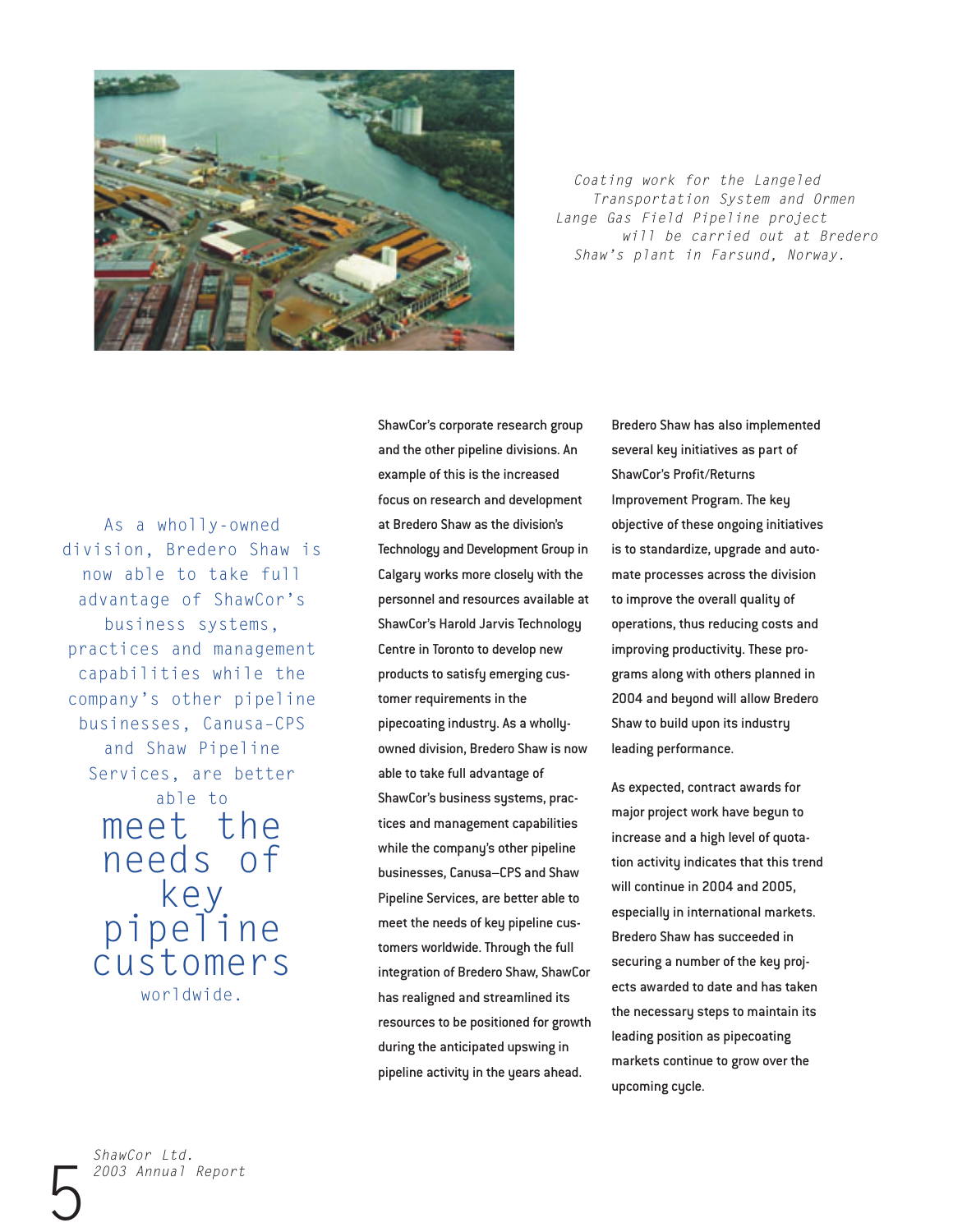*Coating work for the Langeled Transportation System and Ormen Lange Gas Field Pipeline project will be carried out at Bredero Shaw's plant in Farsund, Norway.*

As a wholly-owned division, Bredero Shaw is now able to take full advantage of ShawCor's business systems, practices and management capabilities while the company's other pipeline businesses, Canusa-CPS and Shaw Pipeline Services, are better able to **meet the needs of key pipeline customers** worldwide.

ShawCor's corporate research group and the other pipeline divisions. An example of this is the increased focus on research and development at Bredero Shaw as the division's Technology and Development Group in Calgary works more closely with the personnel and resources available at ShawCor's Harold Jarvis Technology Centre in Toronto to develop new products to satisfy emerging customer requirements in the pipecoating industry. As a wholly-owned division, Bredero Shaw is now able to take full advantage of ShawCor's business systems, practices and management capabilities while the company's other pipeline businesses, Canusa–CPS and Shaw Pipeline Services, are better able to meet the needs of key pipeline customers worldwide. Through the full integration of Bredero Shaw, ShawCor has realigned and streamlined its resources to be positioned for growth during the anticipated upswing in pipeline activity in the years ahead.

Bredero Shaw has also implemented several key initiatives as part of ShawCor's Profit/Returns Improvement Program. The key objective of these ongoing initiatives is to standardize, upgrade and automate processes across the division to improve the overall quality of operations, thus reducing costs and improving productivity. These programs along with others planned in 2004 and beyond will allow Bredero Shaw to build upon its industry leading performance.

As expected, contract awards for major project work have begun to increase and a high level of quotation activity indicates that this trend will continue in 2004 and 2005, especially in international markets. Bredero Shaw has succeeded in securing a number of the key projects awarded to date and has taken the necessary steps to maintain its leading position as pipecoating markets continue to grow over the upcoming cycle.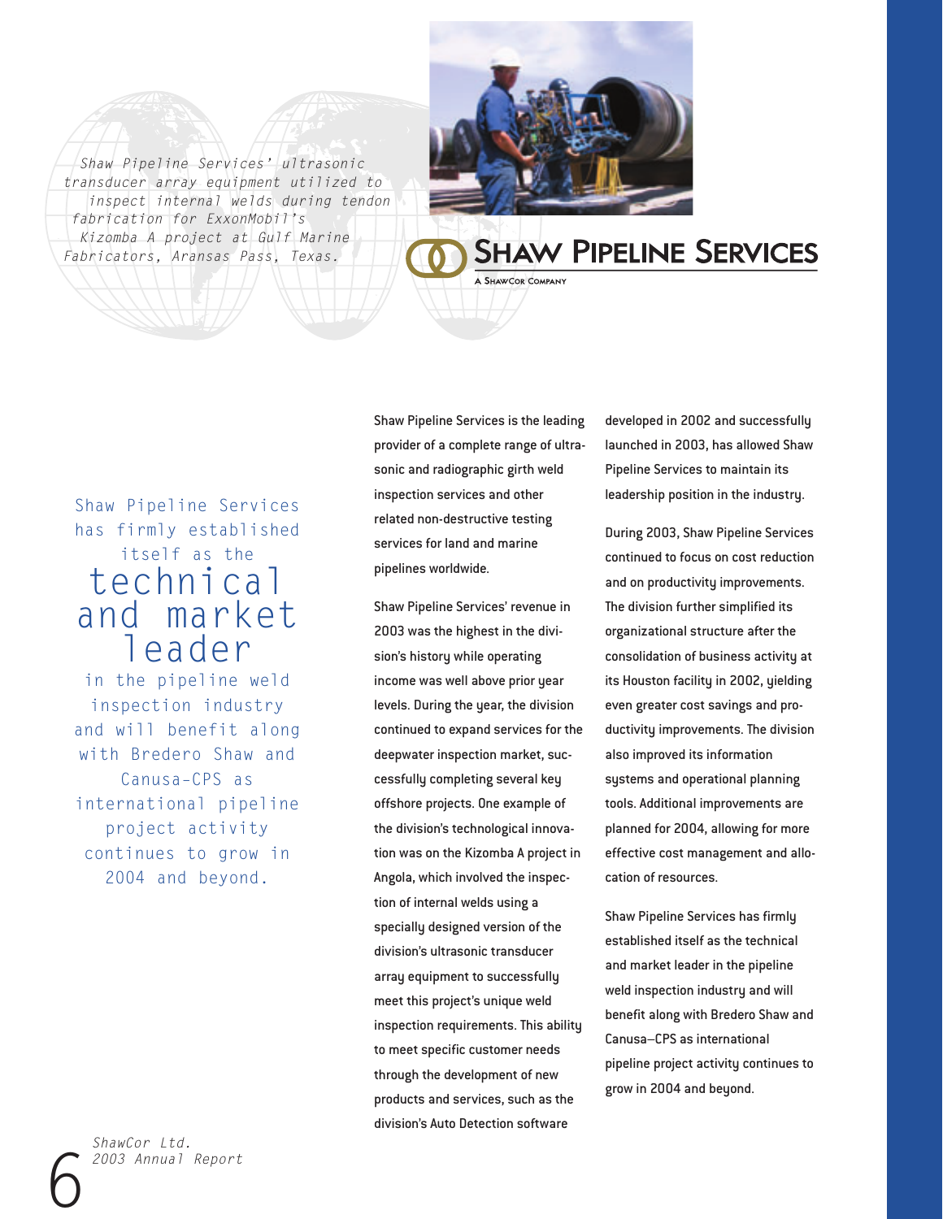# Shaw Pipeline Services

A ShawCor Company

*Shaw Pipeline Services' ultrasonic transducer array equipment utilized to inspect internal welds during tendon fabrication for ExxonMobil's Kizomba A project at Gulf Marine Fabricators, Aransas Pass, Texas.*

> Shaw Pipeline Services has firmly established itself as the **technical and market leader** in the pipeline weld inspection industry and will benefit along with Bredero Shaw and Canusa-CPS as international pipeline project activity continues to grow in 2004 and beyond.

Shaw Pipeline Services is the leading provider of a complete range of ultrasonic and radiographic girth weld inspection services and other related non-destructive testing services for land and marine pipelines worldwide.

Shaw Pipeline Services' revenue in 2003 was the highest in the division's history while operating income was well above prior year levels. During the year, the division continued to expand services for the deepwater inspection market, successfully completing several key offshore projects. One example of the division's technological innovation was on the Kizomba A project in Angola, which involved the inspection of internal welds using a specially designed version of the division's ultrasonic transducer array equipment to successfully meet this project's unique weld inspection requirements. This ability to meet specific customer needs through the development of new products and services, such as the division's Auto Detection software developed in 2002 and successfully launched in 2003, has allowed Shaw Pipeline Services to maintain its leadership position in the industry.

During 2003, Shaw Pipeline Services continued to focus on cost reduction and on productivity improvements. The division further simplified its organizational structure after the consolidation of business activity at its Houston facility in 2002, yielding even greater cost savings and productivity improvements. The division also improved its information systems and operational planning tools. Additional improvements are planned for 2004, allowing for more effective cost management and allocation of resources.

Shaw Pipeline Services has firmly established itself as the technical and market leader in the pipeline weld inspection industry and will benefit along with Bredero Shaw and Canusa–CPS as international pipeline project activity continues to grow in 2004 and beyond.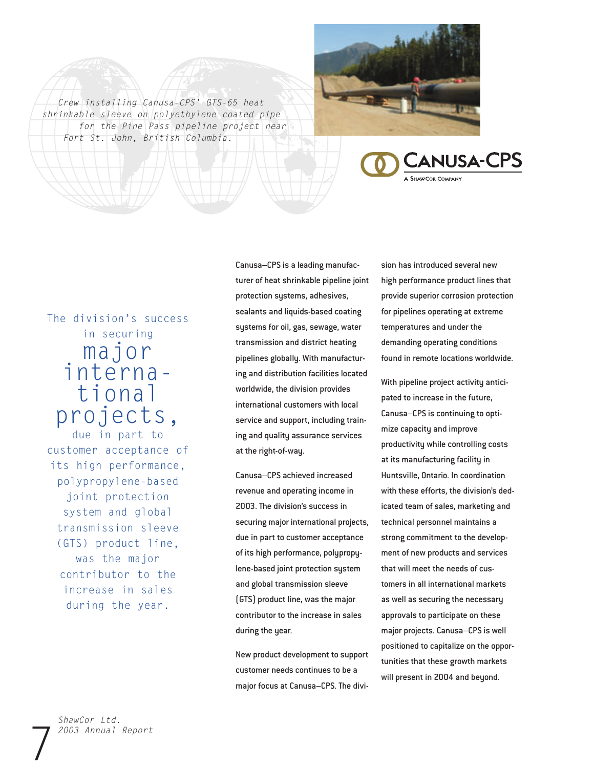*Crew installing Canusa-CPS' GTS-65 heat shrinkable sleeve on polyethylene coated pipe for the Pine Pass pipeline project near Fort St. John, British Columbia.*

CANUSA-CPS
A ShawCor Company

The division's success in securing **major international projects,** due in part to customer acceptance of its high performance, polypropylene-based joint protection system and global transmission sleeve (GTS) product line, was the major contributor to the increase in sales during the year.

Canusa–CPS is a leading manufacturer of heat shrinkable pipeline joint protection systems, adhesives, sealants and liquids-based coating systems for oil, gas, sewage, water transmission and district heating pipelines globally. With manufacturing and distribution facilities located worldwide, the division provides international customers with local service and support, including training and quality assurance services at the right-of-way.

Canusa–CPS achieved increased revenue and operating income in 2003. The division's success in securing major international projects, due in part to customer acceptance of its high performance, polypropylene-based joint protection system and global transmission sleeve (GTS) product line, was the major contributor to the increase in sales during the year.

New product development to support customer needs continues to be a major focus at Canusa–CPS. The division has introduced several new high performance product lines that provide superior corrosion protection for pipelines operating at extreme temperatures and under the demanding operating conditions found in remote locations worldwide.

With pipeline project activity anticipated to increase in the future, Canusa–CPS is continuing to optimize capacity and improve productivity while controlling costs at its manufacturing facility in Huntsville, Ontario. In coordination with these efforts, the division's dedicated team of sales, marketing and technical personnel maintains a strong commitment to the development of new products and services that will meet the needs of customers in all international markets as well as securing the necessary approvals to participate on these major projects. Canusa–CPS is well positioned to capitalize on the opportunities that these growth markets will present in 2004 and beyond.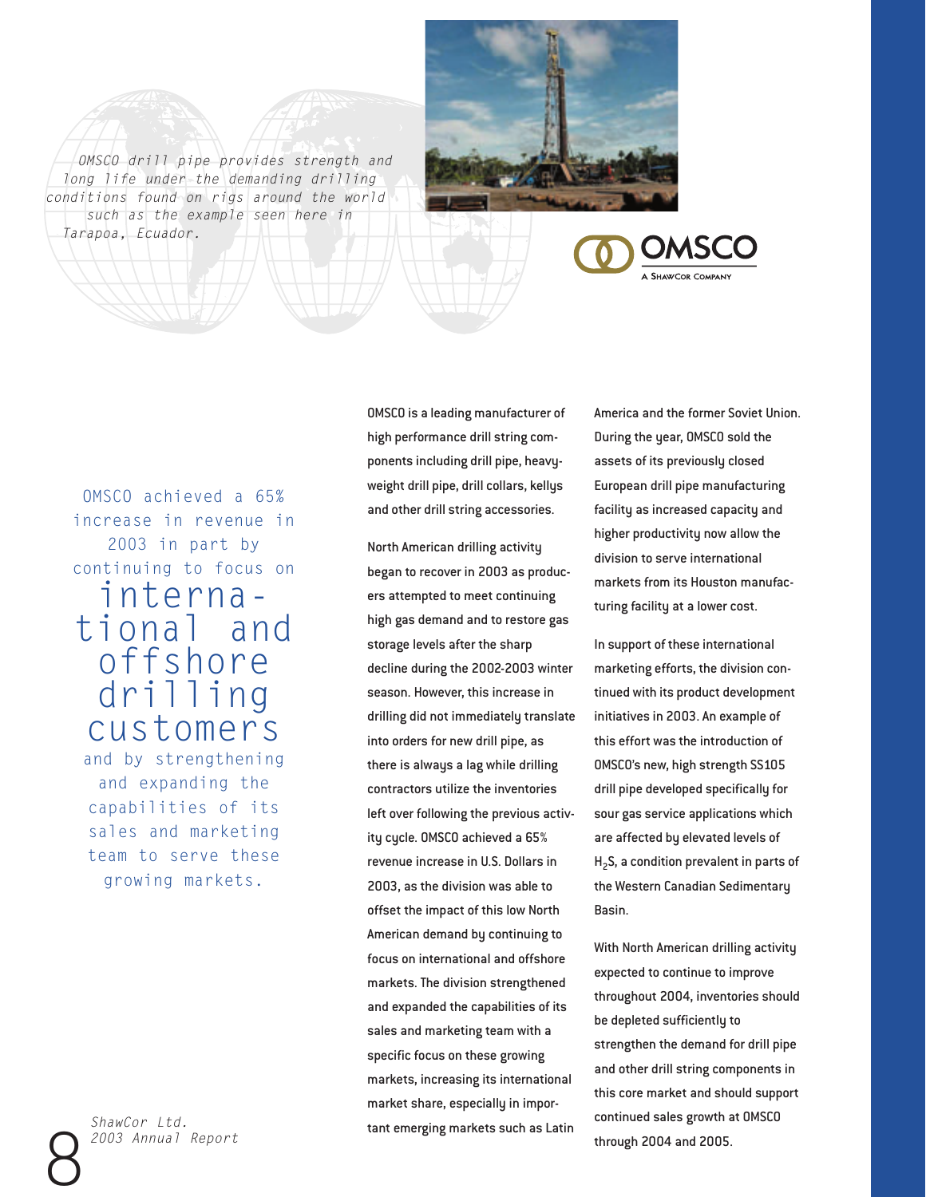*OMSCO drill pipe provides strength and long life under the demanding drilling conditions found on rigs around the world such as the example seen here in Tarapoa, Ecuador.*

OMSCO
A ShawCor Company

OMSCO achieved a 65% increase in revenue in 2003 in part by continuing to focus on **international and offshore drilling customers** and by strengthening and expanding the capabilities of its sales and marketing team to serve these growing markets.

OMSCO is a leading manufacturer of high performance drill string components including drill pipe, heavy-weight drill pipe, drill collars, kellys and other drill string accessories.

North American drilling activity began to recover in 2003 as producers attempted to meet continuing high gas demand and to restore gas storage levels after the sharp decline during the 2002-2003 winter season. However, this increase in drilling did not immediately translate into orders for new drill pipe, as there is always a lag while drilling contractors utilize the inventories left over following the previous activity cycle. OMSCO achieved a 65% revenue increase in U.S. Dollars in 2003, as the division was able to offset the impact of this low North American demand by continuing to focus on international and offshore markets. The division strengthened and expanded the capabilities of its sales and marketing team with a specific focus on these growing markets, increasing its international market share, especially in important emerging markets such as Latin America and the former Soviet Union. During the year, OMSCO sold the assets of its previously closed European drill pipe manufacturing facility as increased capacity and higher productivity now allow the division to serve international markets from its Houston manufacturing facility at a lower cost.

In support of these international marketing efforts, the division continued with its product development initiatives in 2003. An example of this effort was the introduction of OMSCO's new, high strength SS105 drill pipe developed specifically for sour gas service applications which are affected by elevated levels of $H_2S$, a condition prevalent in parts of the Western Canadian Sedimentary Basin.

With North American drilling activity expected to continue to improve throughout 2004, inventories should be depleted sufficiently to strengthen the demand for drill pipe and other drill string components in this core market and should support continued sales growth at OMSCO through 2004 and 2005.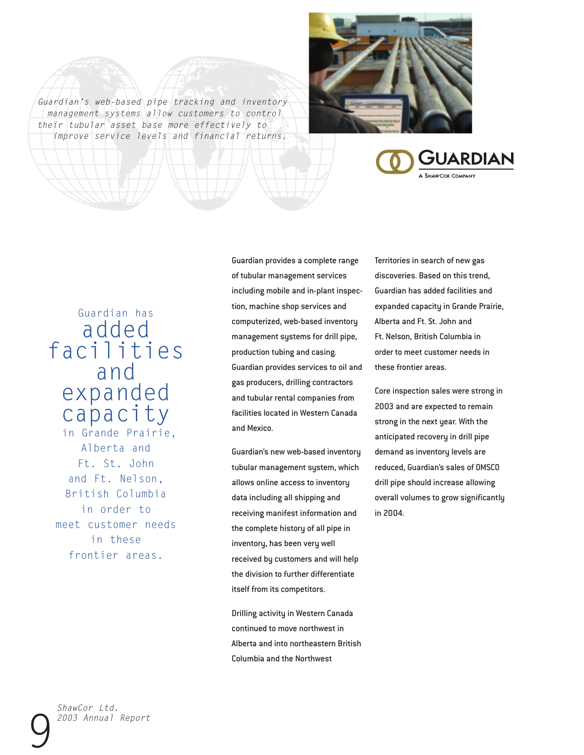*Guardian's web-based pipe tracking and inventory management systems allow customers to control their tubular asset base more effectively to improve service levels and financial returns.*

GUARDIAN
A ShawCor Company

Guardian has **added facilities and expanded capacity** in Grande Prairie, Alberta and Ft. St. John and Ft. Nelson, British Columbia in order to meet customer needs in these frontier areas.

Guardian provides a complete range of tubular management services including mobile and in-plant inspection, machine shop services and computerized, web-based inventory management systems for drill pipe, production tubing and casing. Guardian provides services to oil and gas producers, drilling contractors and tubular rental companies from facilities located in Western Canada and Mexico.

Guardian's new web-based inventory tubular management system, which allows online access to inventory data including all shipping and receiving manifest information and the complete history of all pipe in inventory, has been very well received by customers and will help the division to further differentiate itself from its competitors.

Drilling activity in Western Canada continued to move northwest in Alberta and into northeastern British Columbia and the Northwest Territories in search of new gas discoveries. Based on this trend, Guardian has added facilities and expanded capacity in Grande Prairie, Alberta and Ft. St. John and Ft. Nelson, British Columbia in order to meet customer needs in these frontier areas.

Core inspection sales were strong in 2003 and are expected to remain strong in the next year. With the anticipated recovery in drill pipe demand as inventory levels are reduced, Guardian's sales of OMSCO drill pipe should increase allowing overall volumes to grow significantly in 2004.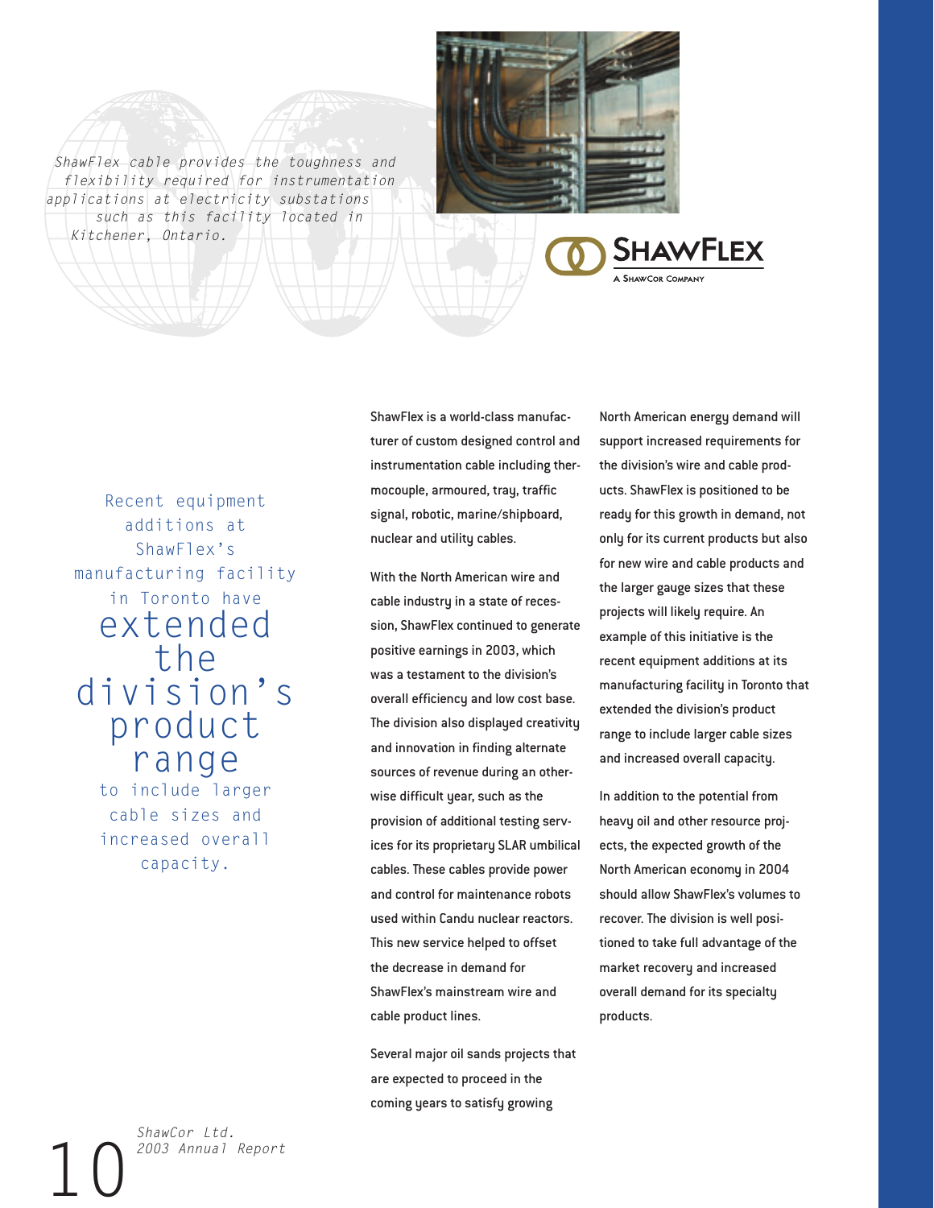*ShawFlex cable provides the toughness and flexibility required for instrumentation applications at electricity substations such as this facility located in Kitchener, Ontario.*

SHAWFLEX
A SHAWCOR COMPANY

> Recent equipment additions at ShawFlex's manufacturing facility in Toronto have **extended the division's product range** to include larger cable sizes and increased overall capacity.

ShawFlex is a world-class manufacturer of custom designed control and instrumentation cable including thermocouple, armoured, tray, traffic signal, robotic, marine/shipboard, nuclear and utility cables.

With the North American wire and cable industry in a state of recession, ShawFlex continued to generate positive earnings in 2003, which was a testament to the division's overall efficiency and low cost base. The division also displayed creativity and innovation in finding alternate sources of revenue during an otherwise difficult year, such as the provision of additional testing services for its proprietary SLAR umbilical cables. These cables provide power and control for maintenance robots used within Candu nuclear reactors. This new service helped to offset the decrease in demand for ShawFlex's mainstream wire and cable product lines.

Several major oil sands projects that are expected to proceed in the coming years to satisfy growing North American energy demand will support increased requirements for the division's wire and cable products. ShawFlex is positioned to be ready for this growth in demand, not only for its current products but also for new wire and cable products and the larger gauge sizes that these projects will likely require. An example of this initiative is the recent equipment additions at its manufacturing facility in Toronto that extended the division's product range to include larger cable sizes and increased overall capacity.

In addition to the potential from heavy oil and other resource projects, the expected growth of the North American economy in 2004 should allow ShawFlex's volumes to recover. The division is well positioned to take full advantage of the market recovery and increased overall demand for its specialty products.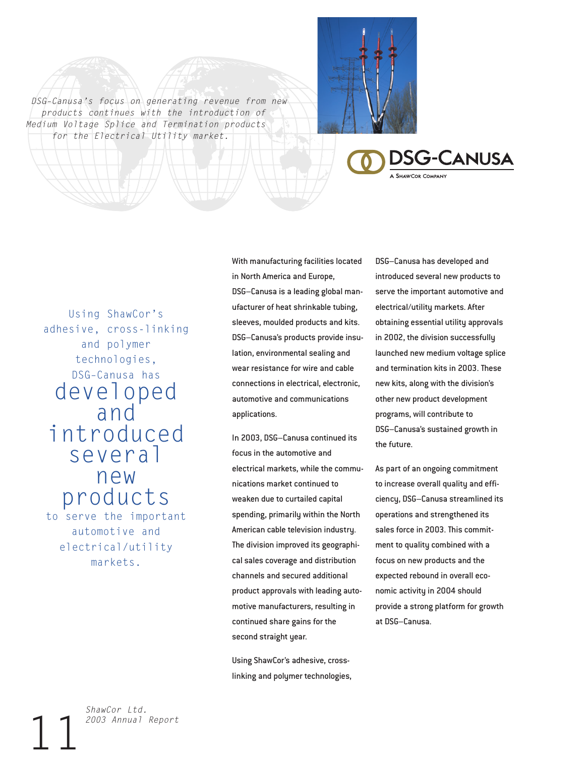*DSG-Canusa's focus on generating revenue from new products continues with the introduction of Medium Voltage Splice and Termination products for the Electrical Utility market.*

DSG-CANUSA
A SHAWCOR COMPANY

Using ShawCor's adhesive, cross-linking and polymer technologies, DSG-Canusa has **developed and introduced several new products** to serve the important automotive and electrical/utility markets.

With manufacturing facilities located in North America and Europe, DSG–Canusa is a leading global manufacturer of heat shrinkable tubing, sleeves, moulded products and kits. DSG–Canusa's products provide insulation, environmental sealing and wear resistance for wire and cable connections in electrical, electronic, automotive and communications applications.

In 2003, DSG–Canusa continued its focus in the automotive and electrical markets, while the communications market continued to weaken due to curtailed capital spending, primarily within the North American cable television industry. The division improved its geographical sales coverage and distribution channels and secured additional product approvals with leading automotive manufacturers, resulting in continued share gains for the second straight year.

Using ShawCor's adhesive, cross-linking and polymer technologies, DSG–Canusa has developed and introduced several new products to serve the important automotive and electrical/utility markets. After obtaining essential utility approvals in 2002, the division successfully launched new medium voltage splice and termination kits in 2003. These new kits, along with the division's other new product development programs, will contribute to DSG–Canusa's sustained growth in the future.

As part of an ongoing commitment to increase overall quality and efficiency, DSG–Canusa streamlined its operations and strengthened its sales force in 2003. This commitment to quality combined with a focus on new products and the expected rebound in overall economic activity in 2004 should provide a strong platform for growth at DSG–Canusa.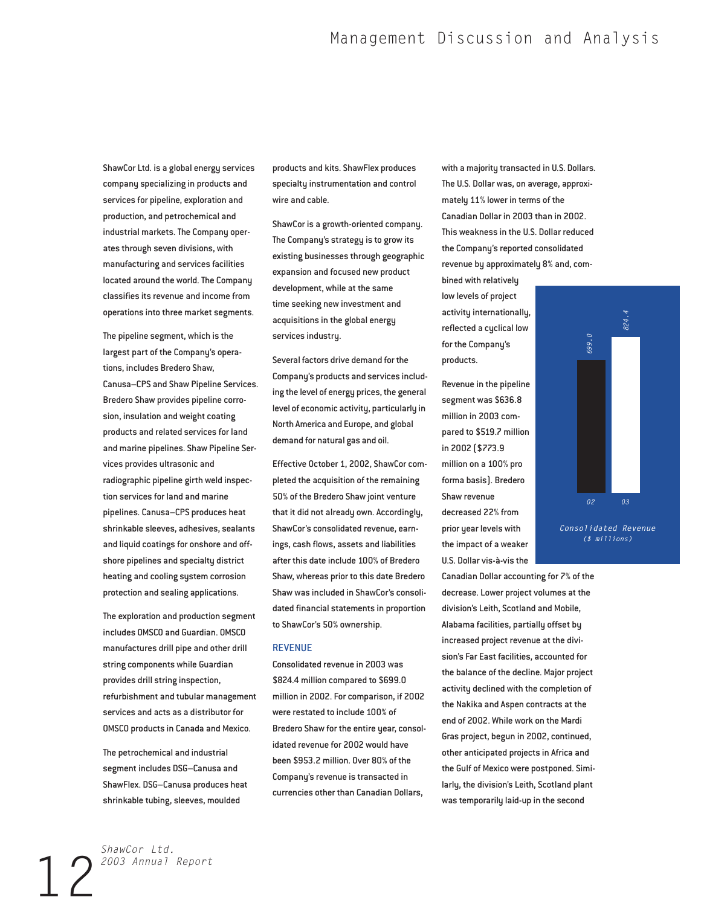# Management Discussion and Analysis

ShawCor Ltd. is a global energy services company specializing in products and services for pipeline, exploration and production, and petrochemical and industrial markets. The Company operates through seven divisions, with manufacturing and services facilities located around the world. The Company classifies its revenue and income from operations into three market segments.

The pipeline segment, which is the largest part of the Company's operations, includes Bredero Shaw, Canusa–CPS and Shaw Pipeline Services. Bredero Shaw provides pipeline corrosion, insulation and weight coating products and related services for land and marine pipelines. Shaw Pipeline Services provides ultrasonic and radiographic pipeline girth weld inspection services for land and marine pipelines. Canusa–CPS produces heat shrinkable sleeves, adhesives, sealants and liquid coatings for onshore and offshore pipelines and specialty district heating and cooling system corrosion protection and sealing applications.

The exploration and production segment includes OMSCO and Guardian. OMSCO manufactures drill pipe and other drill string components while Guardian provides drill string inspection, refurbishment and tubular management services and acts as a distributor for OMSCO products in Canada and Mexico.

The petrochemical and industrial segment includes DSG–Canusa and ShawFlex. DSG–Canusa produces heat shrinkable tubing, sleeves, moulded products and kits. ShawFlex produces specialty instrumentation and control wire and cable.

ShawCor is a growth-oriented company. The Company's strategy is to grow its existing businesses through geographic expansion and focused new product development, while at the same time seeking new investment and acquisitions in the global energy services industry.

Several factors drive demand for the Company's products and services including the level of energy prices, the general level of economic activity, particularly in North America and Europe, and global demand for natural gas and oil.

Effective October 1, 2002, ShawCor completed the acquisition of the remaining 50% of the Bredero Shaw joint venture that it did not already own. Accordingly, ShawCor's consolidated revenue, earnings, cash flows, assets and liabilities after this date include 100% of Bredero Shaw, whereas prior to this date Bredero Shaw was included in ShawCor's consolidated financial statements in proportion to ShawCor's 50% ownership.

## REVENUE

Consolidated revenue in 2003 was $824.4 million compared to $699.0 million in 2002. For comparison, if 2002 were restated to include 100% of Bredero Shaw for the entire year, consolidated revenue for 2002 would have been $953.2 million. Over 80% of the Company's revenue is transacted in currencies other than Canadian Dollars, with a majority transacted in U.S. Dollars. The U.S. Dollar was, on average, approximately 11% lower in terms of the Canadian Dollar in 2003 than in 2002. This weakness in the U.S. Dollar reduced the Company's reported consolidated revenue by approximately 8% and, combined with relatively low levels of project activity internationally, reflected a cyclical low for the Company's products.

| | 02 | 03 |
|---|---|---|
| Consolidated Revenue ($ millions) | 699.0 | 824.4 |

Revenue in the pipeline segment was $636.8 million in 2003 compared to $519.7 million in 2002 ($773.9 million on a 100% pro forma basis). Bredero Shaw revenue decreased 22% from prior year levels with the impact of a weaker U.S. Dollar vis-à-vis the Canadian Dollar accounting for 7% of the decrease. Lower project volumes at the division's Leith, Scotland and Mobile, Alabama facilities, partially offset by increased project revenue at the division's Far East facilities, accounted for the balance of the decline. Major project activity declined with the completion of the Nakika and Aspen contracts at the end of 2002. While work on the Mardi Gras project, begun in 2002, continued, other anticipated projects in Africa and the Gulf of Mexico were postponed. Similarly, the division's Leith, Scotland plant was temporarily laid-up in the second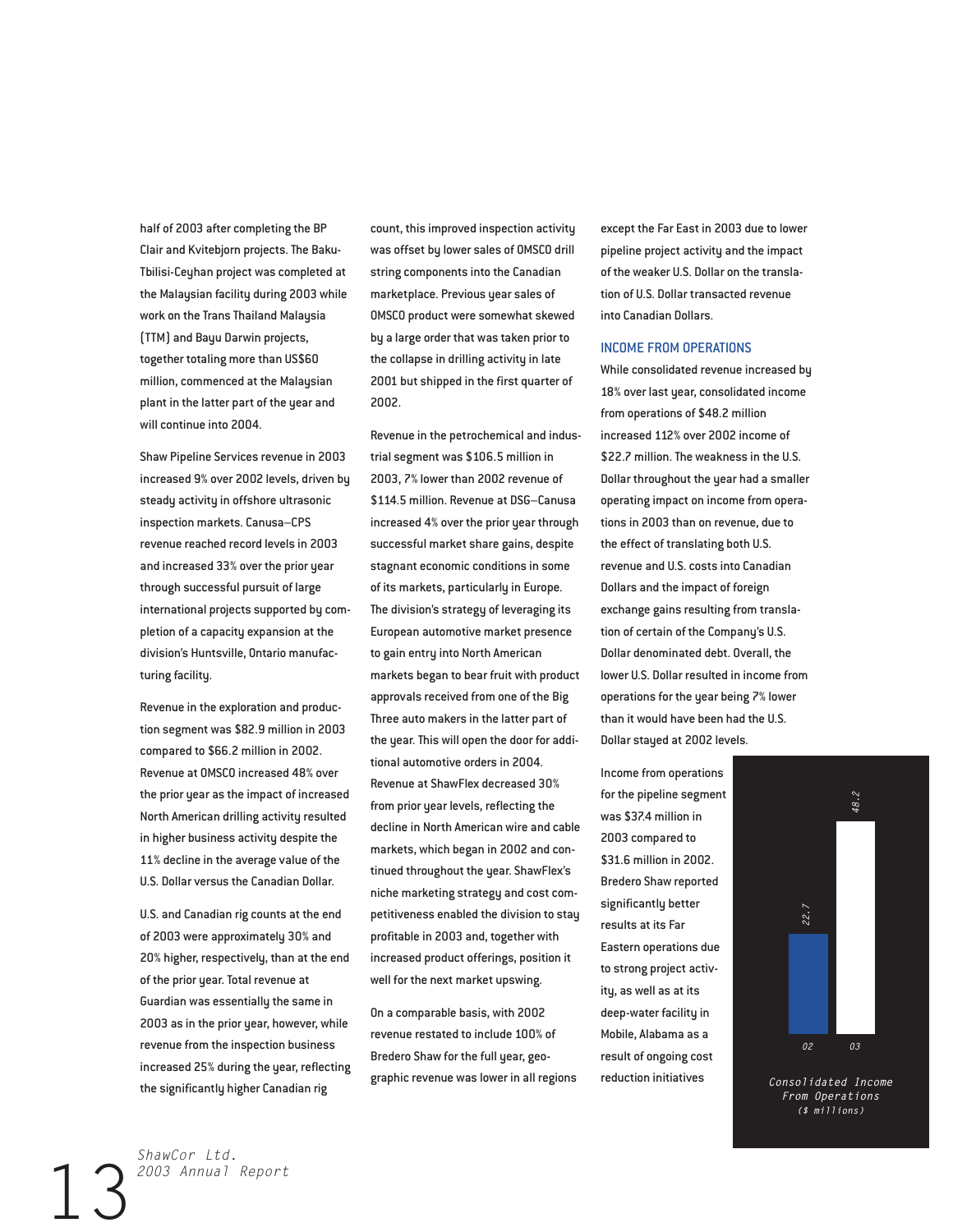half of 2003 after completing the BP Clair and Kvitebjorn projects. The Baku-Tbilisi-Ceyhan project was completed at the Malaysian facility during 2003 while work on the Trans Thailand Malaysia (TTM) and Bayu Darwin projects, together totaling more than US$60 million, commenced at the Malaysian plant in the latter part of the year and will continue into 2004.

Shaw Pipeline Services revenue in 2003 increased 9% over 2002 levels, driven by steady activity in offshore ultrasonic inspection markets. Canusa–CPS revenue reached record levels in 2003 and increased 33% over the prior year through successful pursuit of large international projects supported by completion of a capacity expansion at the division's Huntsville, Ontario manufacturing facility.

Revenue in the exploration and production segment was $82.9 million in 2003 compared to $66.2 million in 2002. Revenue at OMSCO increased 48% over the prior year as the impact of increased North American drilling activity resulted in higher business activity despite the 11% decline in the average value of the U.S. Dollar versus the Canadian Dollar.

U.S. and Canadian rig counts at the end of 2003 were approximately 30% and 20% higher, respectively, than at the end of the prior year. Total revenue at Guardian was essentially the same in 2003 as in the prior year, however, while revenue from the inspection business increased 25% during the year, reflecting the significantly higher Canadian rig count, this improved inspection activity was offset by lower sales of OMSCO drill string components into the Canadian marketplace. Previous year sales of OMSCO product were somewhat skewed by a large order that was taken prior to the collapse in drilling activity in late 2001 but shipped in the first quarter of 2002.

Revenue in the petrochemical and industrial segment was $106.5 million in 2003, 7% lower than 2002 revenue of $114.5 million. Revenue at DSG–Canusa increased 4% over the prior year through successful market share gains, despite stagnant economic conditions in some of its markets, particularly in Europe. The division's strategy of leveraging its European automotive market presence to gain entry into North American markets began to bear fruit with product approvals received from one of the Big Three auto makers in the latter part of the year. This will open the door for additional automotive orders in 2004. Revenue at ShawFlex decreased 30% from prior year levels, reflecting the decline in North American wire and cable markets, which began in 2002 and continued throughout the year. ShawFlex's niche marketing strategy and cost competitiveness enabled the division to stay profitable in 2003 and, together with increased product offerings, position it well for the next market upswing.

On a comparable basis, with 2002 revenue restated to include 100% of Bredero Shaw for the full year, geographic revenue was lower in all regions except the Far East in 2003 due to lower pipeline project activity and the impact of the weaker U.S. Dollar on the translation of U.S. Dollar transacted revenue into Canadian Dollars.

## INCOME FROM OPERATIONS

While consolidated revenue increased by 18% over last year, consolidated income from operations of $48.2 million increased 112% over 2002 income of $22.7 million. The weakness in the U.S. Dollar throughout the year had a smaller operating impact on income from operations in 2003 than on revenue, due to the effect of translating both U.S. revenue and U.S. costs into Canadian Dollars and the impact of foreign exchange gains resulting from translation of certain of the Company's U.S. Dollar denominated debt. Overall, the lower U.S. Dollar resulted in income from operations for the year being 7% lower than it would have been had the U.S. Dollar stayed at 2002 levels.

Income from operations for the pipeline segment was $37.4 million in 2003 compared to $31.6 million in 2002. Bredero Shaw reported significantly better results at its Far Eastern operations due to strong project activity, as well as at its deep-water facility in Mobile, Alabama as a result of ongoing cost reduction initiatives

| Year | Consolidated Income From Operations ($ millions) |
|---|---|
| 02 | 22.7 |
| 03 | 48.2 |

*Consolidated Income From Operations ($ millions)*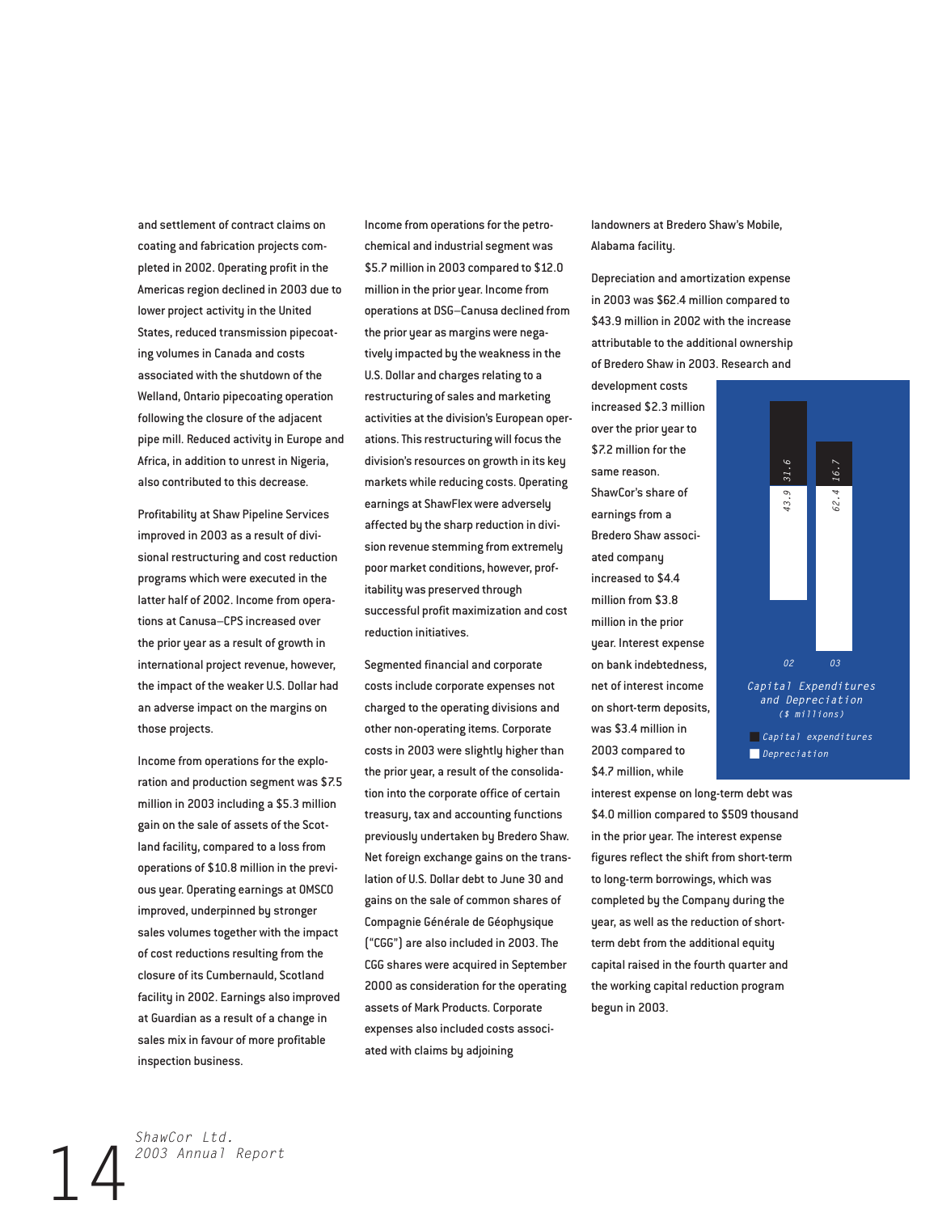and settlement of contract claims on coating and fabrication projects completed in 2002. Operating profit in the Americas region declined in 2003 due to lower project activity in the United States, reduced transmission pipecoating volumes in Canada and costs associated with the shutdown of the Welland, Ontario pipecoating operation following the closure of the adjacent pipe mill. Reduced activity in Europe and Africa, in addition to unrest in Nigeria, also contributed to this decrease.

Profitability at Shaw Pipeline Services improved in 2003 as a result of divisional restructuring and cost reduction programs which were executed in the latter half of 2002. Income from operations at Canusa–CPS increased over the prior year as a result of growth in international project revenue, however, the impact of the weaker U.S. Dollar had an adverse impact on the margins on those projects.

Income from operations for the exploration and production segment was $7.5 million in 2003 including a $5.3 million gain on the sale of assets of the Scotland facility, compared to a loss from operations of $10.8 million in the previous year. Operating earnings at OMSCO improved, underpinned by stronger sales volumes together with the impact of cost reductions resulting from the closure of its Cumbernauld, Scotland facility in 2002. Earnings also improved at Guardian as a result of a change in sales mix in favour of more profitable inspection business.

Income from operations for the petrochemical and industrial segment was $5.7 million in 2003 compared to $12.0 million in the prior year. Income from operations at DSG–Canusa declined from the prior year as margins were negatively impacted by the weakness in the U.S. Dollar and charges relating to a restructuring of sales and marketing activities at the division's European operations. This restructuring will focus the division's resources on growth in its key markets while reducing costs. Operating earnings at ShawFlex were adversely affected by the sharp reduction in division revenue stemming from extremely poor market conditions, however, profitability was preserved through successful profit maximization and cost reduction initiatives.

Segmented financial and corporate costs include corporate expenses not charged to the operating divisions and other non-operating items. Corporate costs in 2003 were slightly higher than the prior year, a result of the consolidation into the corporate office of certain treasury, tax and accounting functions previously undertaken by Bredero Shaw. Net foreign exchange gains on the translation of U.S. Dollar debt to June 30 and gains on the sale of common shares of Compagnie Générale de Géophysique ("CGG") are also included in 2003. The CGG shares were acquired in September 2000 as consideration for the operating assets of Mark Products. Corporate expenses also included costs associated with claims by adjoining landowners at Bredero Shaw's Mobile, Alabama facility.

Depreciation and amortization expense in 2003 was $62.4 million compared to $43.9 million in 2002 with the increase attributable to the additional ownership of Bredero Shaw in 2003. Research and development costs increased $2.3 million over the prior year to $7.2 million for the same reason. ShawCor's share of earnings from a Bredero Shaw associated company increased to $4.4 million from $3.8 million in the prior year. Interest expense on bank indebtedness, net of interest income on short-term deposits, was $3.4 million in 2003 compared to $4.7 million, while interest expense on long-term debt was $4.0 million compared to $509 thousand in the prior year. The interest expense figures reflect the shift from short-term to long-term borrowings, which was completed by the Company during the year, as well as the reduction of short-term debt from the additional equity capital raised in the fourth quarter and the working capital reduction program begun in 2003.

**Capital Expenditures and Depreciation**
($ millions)

| | 02 | 03 |
|---|---|---|
| Capital expenditures | 31.6 | 16.7 |
| Depreciation | 43.9 | 62.4 |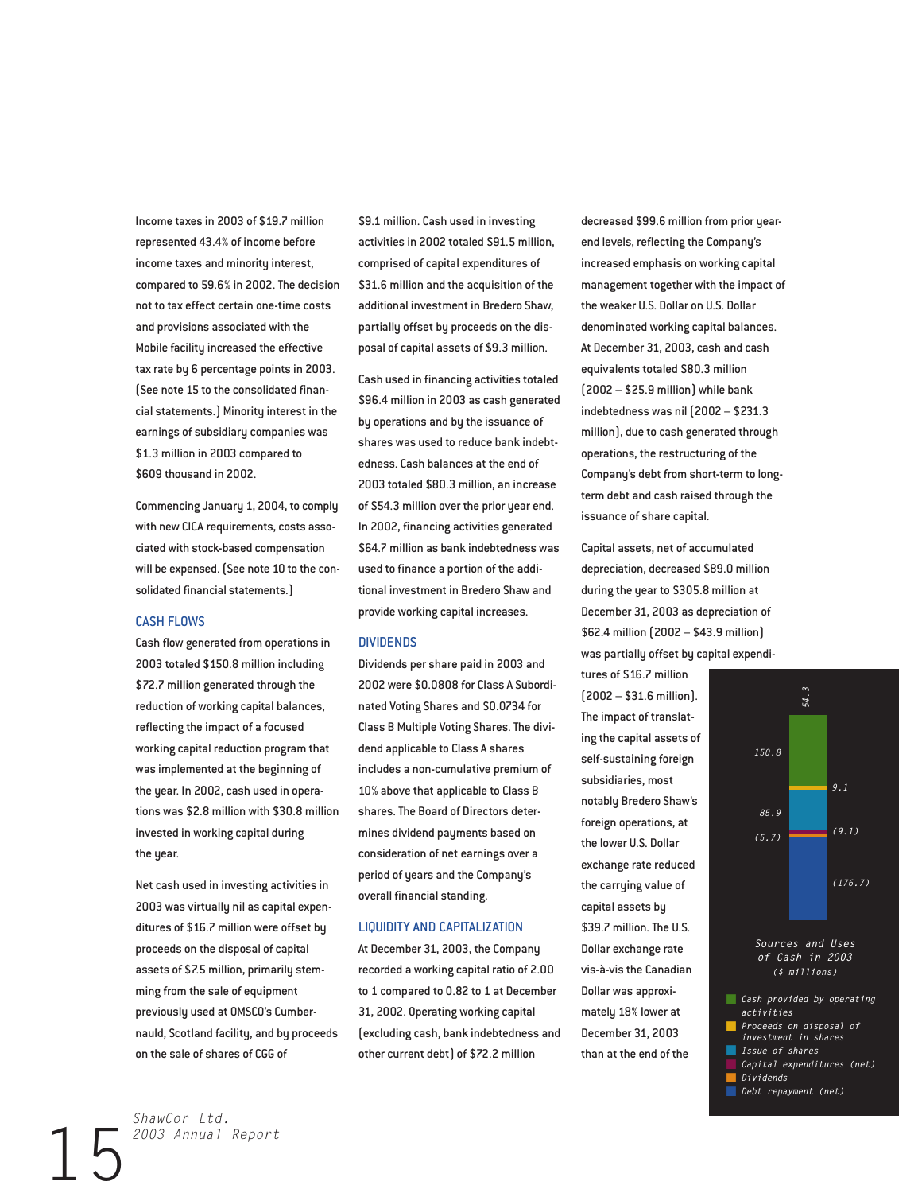Income taxes in 2003 of $19.7 million represented 43.4% of income before income taxes and minority interest, compared to 59.6% in 2002. The decision not to tax effect certain one-time costs and provisions associated with the Mobile facility increased the effective tax rate by 6 percentage points in 2003. (See note 15 to the consolidated financial statements.) Minority interest in the earnings of subsidiary companies was $1.3 million in 2003 compared to $609 thousand in 2002.

Commencing January 1, 2004, to comply with new CICA requirements, costs associated with stock-based compensation will be expensed. (See note 10 to the consolidated financial statements.)

## CASH FLOWS

Cash flow generated from operations in 2003 totaled $150.8 million including $72.7 million generated through the reduction of working capital balances, reflecting the impact of a focused working capital reduction program that was implemented at the beginning of the year. In 2002, cash used in operations was $2.8 million with $30.8 million invested in working capital during the year.

Net cash used in investing activities in 2003 was virtually nil as capital expenditures of $16.7 million were offset by proceeds on the disposal of capital assets of $7.5 million, primarily stemming from the sale of equipment previously used at OMSCO's Cumbernauld, Scotland facility, and by proceeds on the sale of shares of CGG of $9.1 million. Cash used in investing activities in 2002 totaled $91.5 million, comprised of capital expenditures of $31.6 million and the acquisition of the additional investment in Bredero Shaw, partially offset by proceeds on the disposal of capital assets of $9.3 million.

Cash used in financing activities totaled $96.4 million in 2003 as cash generated by operations and by the issuance of shares was used to reduce bank indebtedness. Cash balances at the end of 2003 totaled $80.3 million, an increase of $54.3 million over the prior year end. In 2002, financing activities generated $64.7 million as bank indebtedness was used to finance a portion of the additional investment in Bredero Shaw and provide working capital increases.

## DIVIDENDS

Dividends per share paid in 2003 and 2002 were $0.0808 for Class A Subordinated Voting Shares and $0.0734 for Class B Multiple Voting Shares. The dividend applicable to Class A shares includes a non-cumulative premium of 10% above that applicable to Class B shares. The Board of Directors determines dividend payments based on consideration of net earnings over a period of years and the Company's overall financial standing.

## LIQUIDITY AND CAPITALIZATION

At December 31, 2003, the Company recorded a working capital ratio of 2.00 to 1 compared to 0.82 to 1 at December 31, 2002. Operating working capital (excluding cash, bank indebtedness and other current debt) of $72.2 million decreased $99.6 million from prior year-end levels, reflecting the Company's increased emphasis on working capital management together with the impact of the weaker U.S. Dollar on U.S. Dollar denominated working capital balances. At December 31, 2003, cash and cash equivalents totaled $80.3 million (2002 – $25.9 million) while bank indebtedness was nil (2002 – $231.3 million), due to cash generated through operations, the restructuring of the Company's debt from short-term to long-term debt and cash raised through the issuance of share capital.

Capital assets, net of accumulated depreciation, decreased $89.0 million during the year to $305.8 million at December 31, 2003 as depreciation of $62.4 million (2002 – $43.9 million) was partially offset by capital expenditures of $16.7 million (2002 – $31.6 million). The impact of translating the capital assets of self-sustaining foreign subsidiaries, most notably Bredero Shaw's foreign operations, at the lower U.S. Dollar exchange rate reduced the carrying value of capital assets by $39.7 million. The U.S. Dollar exchange rate vis-à-vis the Canadian Dollar was approximately 18% lower at December 31, 2003 than at the end of the

*Sources and Uses of Cash in 2003 ($ millions)*

| Item | Amount |
|---|---|
| Cash provided by operating activities | 150.8 |
| Proceeds on disposal of investment in shares | 9.1 |
| Issue of shares | 85.9 |
| Capital expenditures (net) | (9.1) |
| Dividends | (5.7) |
| Debt repayment (net) | (176.7) |
| Net increase | 54.3 |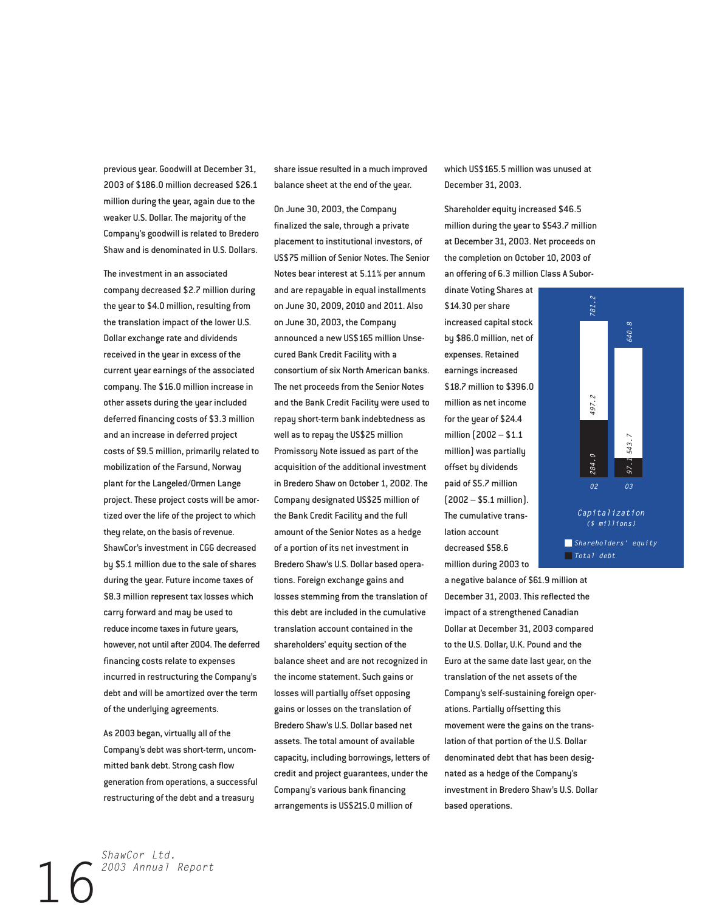previous year. Goodwill at December 31, 2003 of $186.0 million decreased $26.1 million during the year, again due to the weaker U.S. Dollar. The majority of the Company's goodwill is related to Bredero Shaw and is denominated in U.S. Dollars.

The investment in an associated company decreased $2.7 million during the year to $4.0 million, resulting from the translation impact of the lower U.S. Dollar exchange rate and dividends received in the year in excess of the current year earnings of the associated company. The $16.0 million increase in other assets during the year included deferred financing costs of $3.3 million and an increase in deferred project costs of $9.5 million, primarily related to mobilization of the Farsund, Norway plant for the Langeled/Ormen Lange project. These project costs will be amortized over the life of the project to which they relate, on the basis of revenue. ShawCor's investment in CGG decreased by $5.1 million due to the sale of shares during the year. Future income taxes of $8.3 million represent tax losses which carry forward and may be used to reduce income taxes in future years, however, not until after 2004. The deferred financing costs relate to expenses incurred in restructuring the Company's debt and will be amortized over the term of the underlying agreements.

As 2003 began, virtually all of the Company's debt was short-term, uncommitted bank debt. Strong cash flow generation from operations, a successful restructuring of the debt and a treasury share issue resulted in a much improved balance sheet at the end of the year.

On June 30, 2003, the Company finalized the sale, through a private placement to institutional investors, of US$75 million of Senior Notes. The Senior Notes bear interest at 5.11% per annum and are repayable in equal installments on June 30, 2009, 2010 and 2011. Also on June 30, 2003, the Company announced a new US$165 million Unsecured Bank Credit Facility with a consortium of six North American banks. The net proceeds from the Senior Notes and the Bank Credit Facility were used to repay short-term bank indebtedness as well as to repay the US$25 million Promissory Note issued as part of the acquisition of the additional investment in Bredero Shaw on October 1, 2002. The Company designated US$25 million of the Bank Credit Facility and the full amount of the Senior Notes as a hedge of a portion of its net investment in Bredero Shaw's U.S. Dollar based operations. Foreign exchange gains and losses stemming from the translation of this debt are included in the cumulative translation account contained in the shareholders' equity section of the balance sheet and are not recognized in the income statement. Such gains or losses will partially offset opposing gains or losses on the translation of Bredero Shaw's U.S. Dollar based net assets. The total amount of available capacity, including borrowings, letters of credit and project guarantees, under the Company's various bank financing arrangements is US$215.0 million of which US$165.5 million was unused at December 31, 2003.

Shareholder equity increased $46.5 million during the year to $543.7 million at December 31, 2003. Net proceeds on the completion on October 10, 2003 of an offering of 6.3 million Class A Subordinate Voting Shares at $14.30 per share increased capital stock by $86.0 million, net of expenses. Retained earnings increased $18.7 million to $396.0 million as net income for the year of $24.4 million (2002 – $1.1 million) was partially offset by dividends paid of $5.7 million (2002 – $5.1 million). The cumulative translation account decreased $58.6 million during 2003 to a negative balance of $61.9 million at December 31, 2003. This reflected the impact of a strengthened Canadian Dollar at December 31, 2003 compared to the U.S. Dollar, U.K. Pound and the Euro at the same date last year, on the translation of the net assets of the Company's self-sustaining foreign operations. Partially offsetting this movement were the gains on the translation of that portion of the U.S. Dollar denominated debt that has been designated as a hedge of the Company's investment in Bredero Shaw's U.S. Dollar based operations.

**Capitalization**
*($ millions)*

| Year | Shareholders' equity | Total debt | Total |
|---|---|---|---|
| 02 | 497.2 | 284.0 | 781.2 |
| 03 | 543.7 | 97.1 | 640.8 |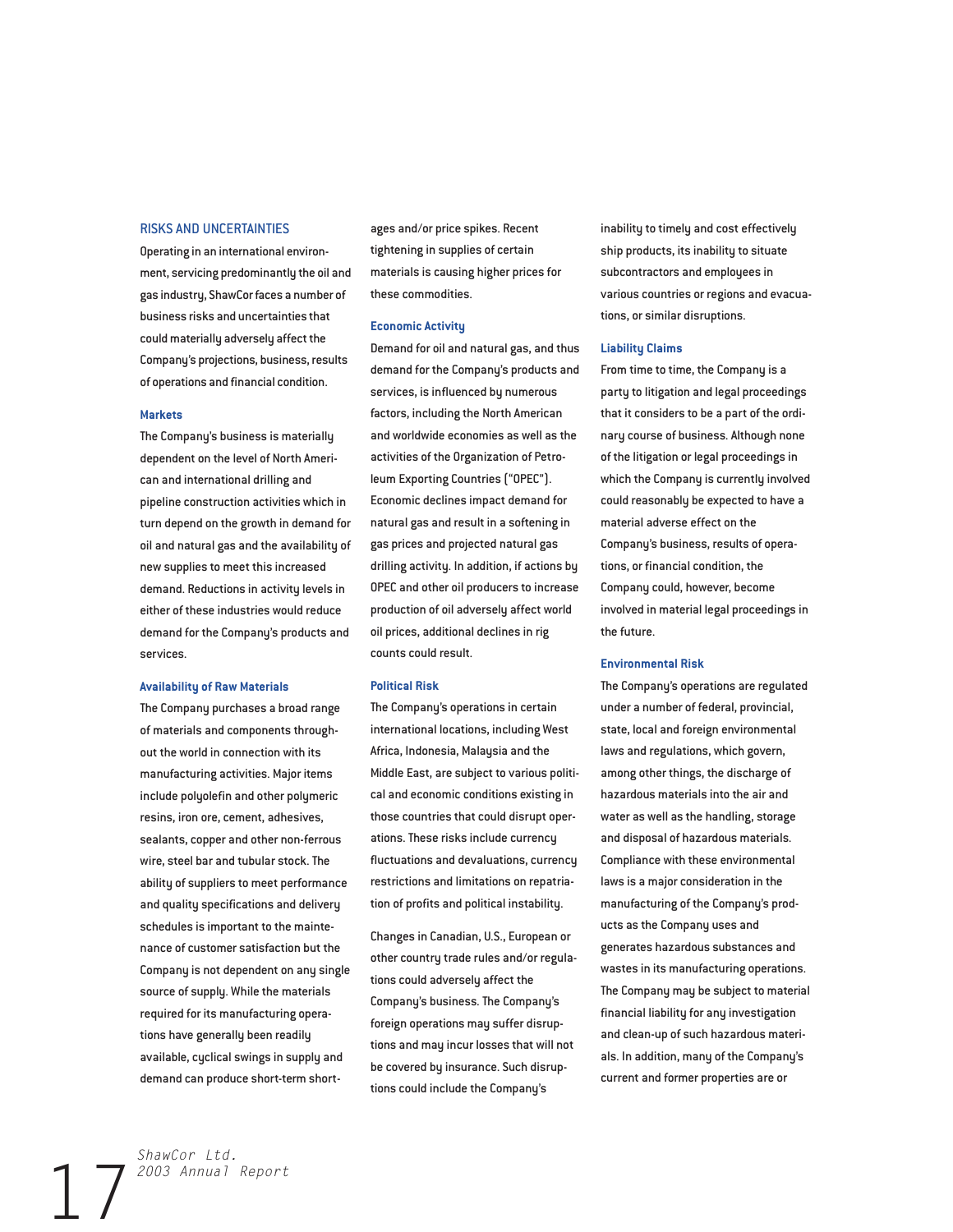## RISKS AND UNCERTAINTIES

Operating in an international environment, servicing predominantly the oil and gas industry, ShawCor faces a number of business risks and uncertainties that could materially adversely affect the Company's projections, business, results of operations and financial condition.

### Markets

The Company's business is materially dependent on the level of North American and international drilling and pipeline construction activities which in turn depend on the growth in demand for oil and natural gas and the availability of new supplies to meet this increased demand. Reductions in activity levels in either of these industries would reduce demand for the Company's products and services.

### Availability of Raw Materials

The Company purchases a broad range of materials and components throughout the world in connection with its manufacturing activities. Major items include polyolefin and other polymeric resins, iron ore, cement, adhesives, sealants, copper and other non-ferrous wire, steel bar and tubular stock. The ability of suppliers to meet performance and quality specifications and delivery schedules is important to the maintenance of customer satisfaction but the Company is not dependent on any single source of supply. While the materials required for its manufacturing operations have generally been readily available, cyclical swings in supply and demand can produce short-term shortages and/or price spikes. Recent tightening in supplies of certain materials is causing higher prices for these commodities.

### Economic Activity

Demand for oil and natural gas, and thus demand for the Company's products and services, is influenced by numerous factors, including the North American and worldwide economies as well as the activities of the Organization of Petroleum Exporting Countries ("OPEC"). Economic declines impact demand for natural gas and result in a softening in gas prices and projected natural gas drilling activity. In addition, if actions by OPEC and other oil producers to increase production of oil adversely affect world oil prices, additional declines in rig counts could result.

### Political Risk

The Company's operations in certain international locations, including West Africa, Indonesia, Malaysia and the Middle East, are subject to various political and economic conditions existing in those countries that could disrupt operations. These risks include currency fluctuations and devaluations, currency restrictions and limitations on repatriation of profits and political instability.

Changes in Canadian, U.S., European or other country trade rules and/or regulations could adversely affect the Company's business. The Company's foreign operations may suffer disruptions and may incur losses that will not be covered by insurance. Such disruptions could include the Company's inability to timely and cost effectively ship products, its inability to situate subcontractors and employees in various countries or regions and evacuations, or similar disruptions.

### Liability Claims

From time to time, the Company is a party to litigation and legal proceedings that it considers to be a part of the ordinary course of business. Although none of the litigation or legal proceedings in which the Company is currently involved could reasonably be expected to have a material adverse effect on the Company's business, results of operations, or financial condition, the Company could, however, become involved in material legal proceedings in the future.

### Environmental Risk

The Company's operations are regulated under a number of federal, provincial, state, local and foreign environmental laws and regulations, which govern, among other things, the discharge of hazardous materials into the air and water as well as the handling, storage and disposal of hazardous materials. Compliance with these environmental laws is a major consideration in the manufacturing of the Company's products as the Company uses and generates hazardous substances and wastes in its manufacturing operations. The Company may be subject to material financial liability for any investigation and clean-up of such hazardous materials. In addition, many of the Company's current and former properties are or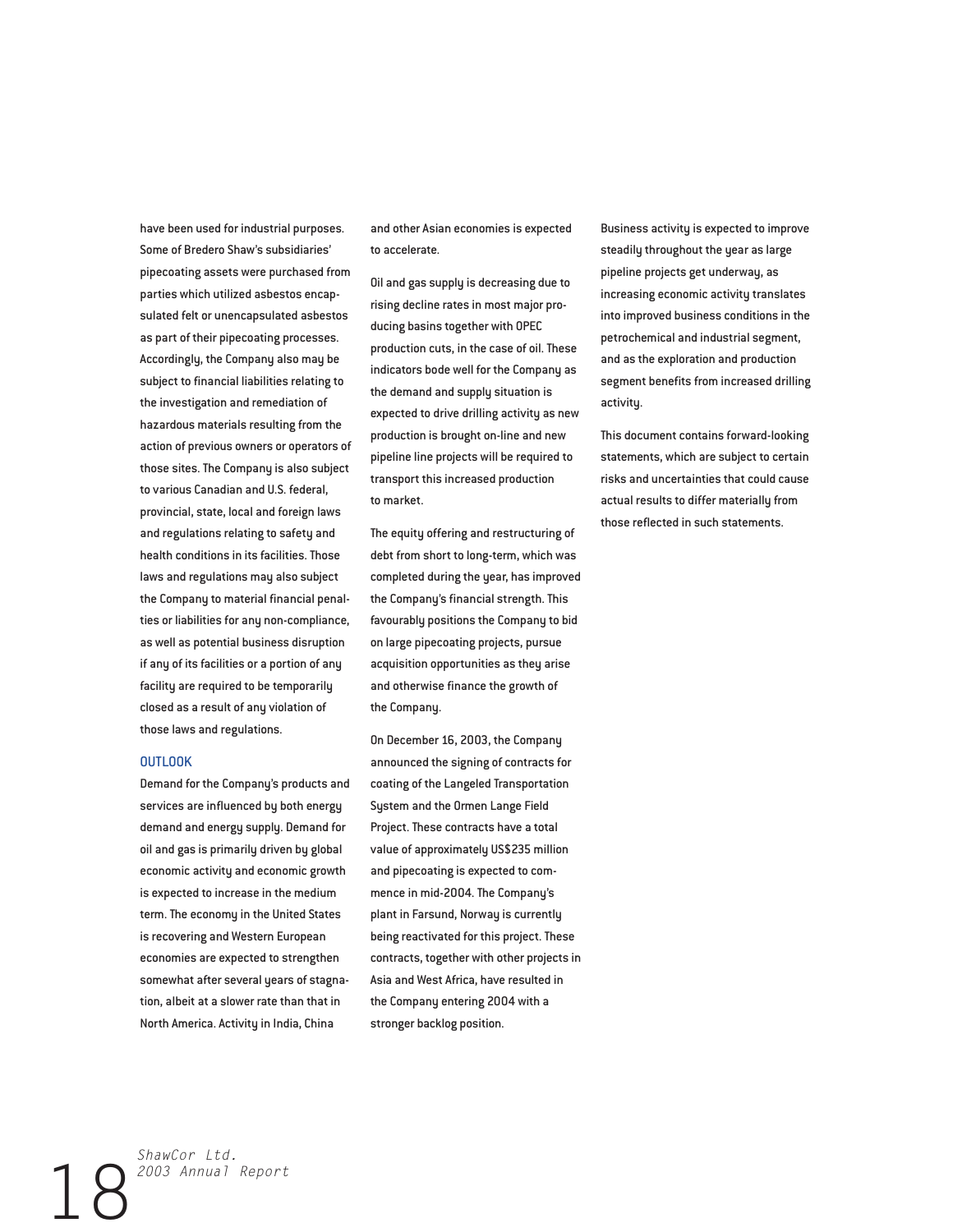have been used for industrial purposes. Some of Bredero Shaw's subsidiaries' pipecoating assets were purchased from parties which utilized asbestos encapsulated felt or unencapsulated asbestos as part of their pipecoating processes. Accordingly, the Company also may be subject to financial liabilities relating to the investigation and remediation of hazardous materials resulting from the action of previous owners or operators of those sites. The Company is also subject to various Canadian and U.S. federal, provincial, state, local and foreign laws and regulations relating to safety and health conditions in its facilities. Those laws and regulations may also subject the Company to material financial penalties or liabilities for any non-compliance, as well as potential business disruption if any of its facilities or a portion of any facility are required to be temporarily closed as a result of any violation of those laws and regulations.

### OUTLOOK

Demand for the Company's products and services are influenced by both energy demand and energy supply. Demand for oil and gas is primarily driven by global economic activity and economic growth is expected to increase in the medium term. The economy in the United States is recovering and Western European economies are expected to strengthen somewhat after several years of stagnation, albeit at a slower rate than that in North America. Activity in India, China and other Asian economies is expected to accelerate.

Oil and gas supply is decreasing due to rising decline rates in most major producing basins together with OPEC production cuts, in the case of oil. These indicators bode well for the Company as the demand and supply situation is expected to drive drilling activity as new production is brought on-line and new pipeline line projects will be required to transport this increased production to market.

The equity offering and restructuring of debt from short to long-term, which was completed during the year, has improved the Company's financial strength. This favourably positions the Company to bid on large pipecoating projects, pursue acquisition opportunities as they arise and otherwise finance the growth of the Company.

On December 16, 2003, the Company announced the signing of contracts for coating of the Langeled Transportation System and the Ormen Lange Field Project. These contracts have a total value of approximately US$235 million and pipecoating is expected to commence in mid-2004. The Company's plant in Farsund, Norway is currently being reactivated for this project. These contracts, together with other projects in Asia and West Africa, have resulted in the Company entering 2004 with a stronger backlog position.

Business activity is expected to improve steadily throughout the year as large pipeline projects get underway, as increasing economic activity translates into improved business conditions in the petrochemical and industrial segment, and as the exploration and production segment benefits from increased drilling activity.

This document contains forward-looking statements, which are subject to certain risks and uncertainties that could cause actual results to differ materially from those reflected in such statements.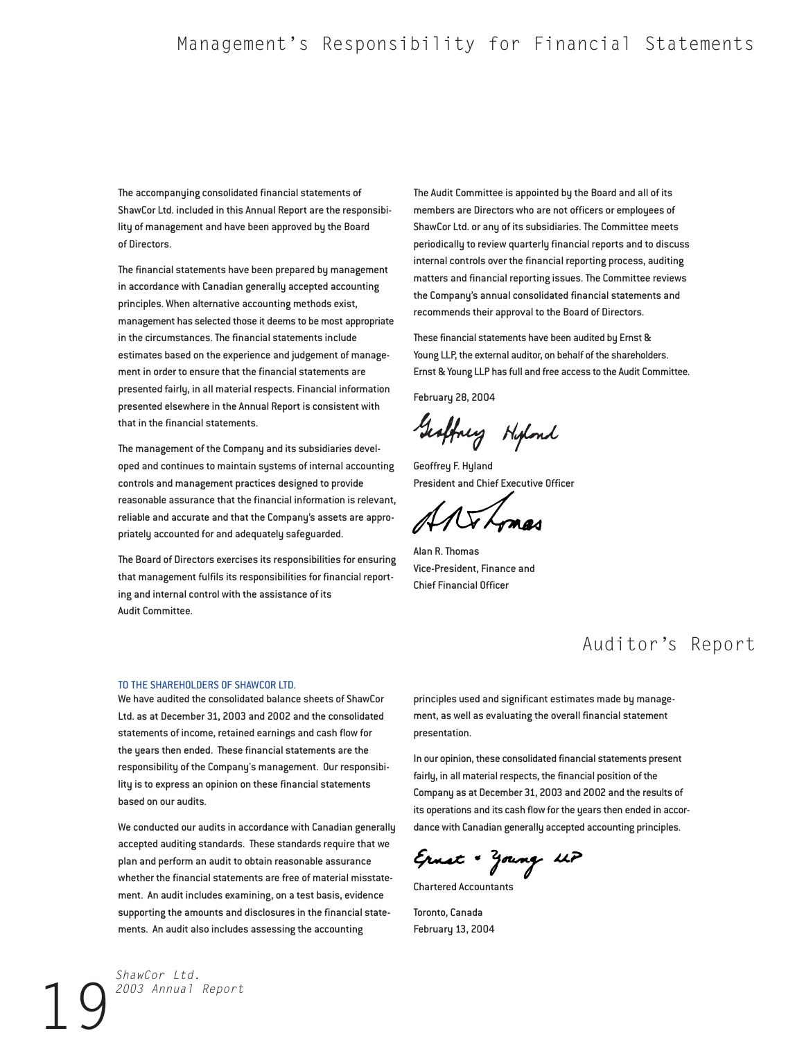# Management's Responsibility for Financial Statements

The accompanying consolidated financial statements of ShawCor Ltd. included in this Annual Report are the responsibility of management and have been approved by the Board of Directors.

The financial statements have been prepared by management in accordance with Canadian generally accepted accounting principles. When alternative accounting methods exist, management has selected those it deems to be most appropriate in the circumstances. The financial statements include estimates based on the experience and judgement of management in order to ensure that the financial statements are presented fairly, in all material respects. Financial information presented elsewhere in the Annual Report is consistent with that in the financial statements.

The management of the Company and its subsidiaries developed and continues to maintain systems of internal accounting controls and management practices designed to provide reasonable assurance that the financial information is relevant, reliable and accurate and that the Company's assets are appropriately accounted for and adequately safeguarded.

The Board of Directors exercises its responsibilities for ensuring that management fulfils its responsibilities for financial reporting and internal control with the assistance of its Audit Committee.

The Audit Committee is appointed by the Board and all of its members are Directors who are not officers or employees of ShawCor Ltd. or any of its subsidiaries. The Committee meets periodically to review quarterly financial reports and to discuss internal controls over the financial reporting process, auditing matters and financial reporting issues. The Committee reviews the Company's annual consolidated financial statements and recommends their approval to the Board of Directors.

These financial statements have been audited by Ernst & Young LLP, the external auditor, on behalf of the shareholders. Ernst & Young LLP has full and free access to the Audit Committee.

February 28, 2004

Geoffrey F. Hyland
President and Chief Executive Officer

Alan R. Thomas
Vice-President, Finance and
Chief Financial Officer

# Auditor's Report

TO THE SHAREHOLDERS OF SHAWCOR LTD.

We have audited the consolidated balance sheets of ShawCor Ltd. as at December 31, 2003 and 2002 and the consolidated statements of income, retained earnings and cash flow for the years then ended. These financial statements are the responsibility of the Company's management. Our responsibility is to express an opinion on these financial statements based on our audits.

We conducted our audits in accordance with Canadian generally accepted auditing standards. These standards require that we plan and perform an audit to obtain reasonable assurance whether the financial statements are free of material misstatement. An audit includes examining, on a test basis, evidence supporting the amounts and disclosures in the financial statements. An audit also includes assessing the accounting principles used and significant estimates made by management, as well as evaluating the overall financial statement presentation.

In our opinion, these consolidated financial statements present fairly, in all material respects, the financial position of the Company as at December 31, 2003 and 2002 and the results of its operations and its cash flow for the years then ended in accordance with Canadian generally accepted accounting principles.

Ernst & Young LLP

Chartered Accountants

Toronto, Canada
February 13, 2004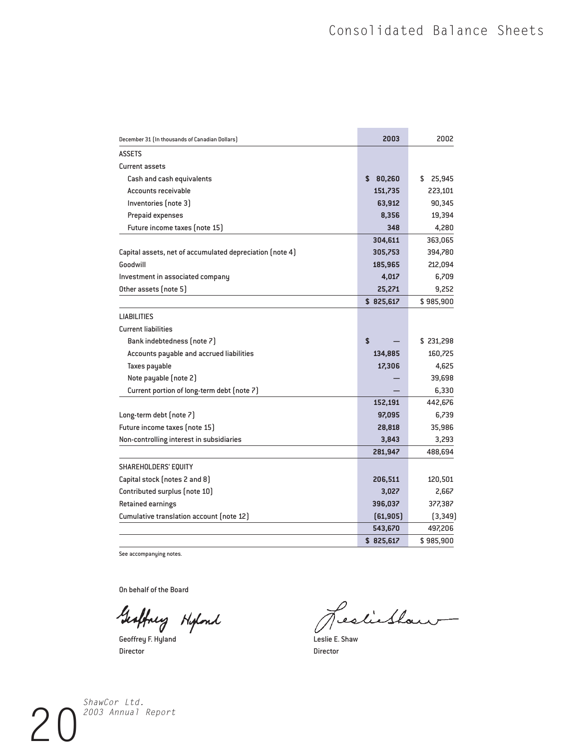# Consolidated Balance Sheets

| December 31 (In thousands of Canadian Dollars) | 2003 | 2002 |
|---|---|---|
| **ASSETS** | | |
| Current assets | | |
| Cash and cash equivalents | $ 80,260 | $ 25,945 |
| Accounts receivable | 151,735 | 223,101 |
| Inventories (note 3) | 63,912 | 90,345 |
| Prepaid expenses | 8,356 | 19,394 |
| Future income taxes (note 15) | 348 | 4,280 |
| | 304,611 | 363,065 |
| Capital assets, net of accumulated depreciation (note 4) | 305,753 | 394,780 |
| Goodwill | 185,965 | 212,094 |
| Investment in associated company | 4,017 | 6,709 |
| Other assets (note 5) | 25,271 | 9,252 |
| | $ 825,617 | $ 985,900 |
| **LIABILITIES** | | |
| Current liabilities | | |
| Bank indebtedness (note 7) | $ — | $ 231,298 |
| Accounts payable and accrued liabilities | 134,885 | 160,725 |
| Taxes payable | 17,306 | 4,625 |
| Note payable (note 2) | — | 39,698 |
| Current portion of long-term debt (note 7) | — | 6,330 |
| | 152,191 | 442,676 |
| Long-term debt (note 7) | 97,095 | 6,739 |
| Future income taxes (note 15) | 28,818 | 35,986 |
| Non-controlling interest in subsidiaries | 3,843 | 3,293 |
| | 281,947 | 488,694 |
| **SHAREHOLDERS' EQUITY** | | |
| Capital stock (notes 2 and 8) | 206,511 | 120,501 |
| Contributed surplus (note 10) | 3,027 | 2,667 |
| Retained earnings | 396,037 | 377,387 |
| Cumulative translation account (note 12) | (61,905) | (3,349) |
| | 543,670 | 497,206 |
| | $ 825,617 | $ 985,900 |

See accompanying notes.

On behalf of the Board

Geoffrey F. Hyland
Director

Leslie E. Shaw
Director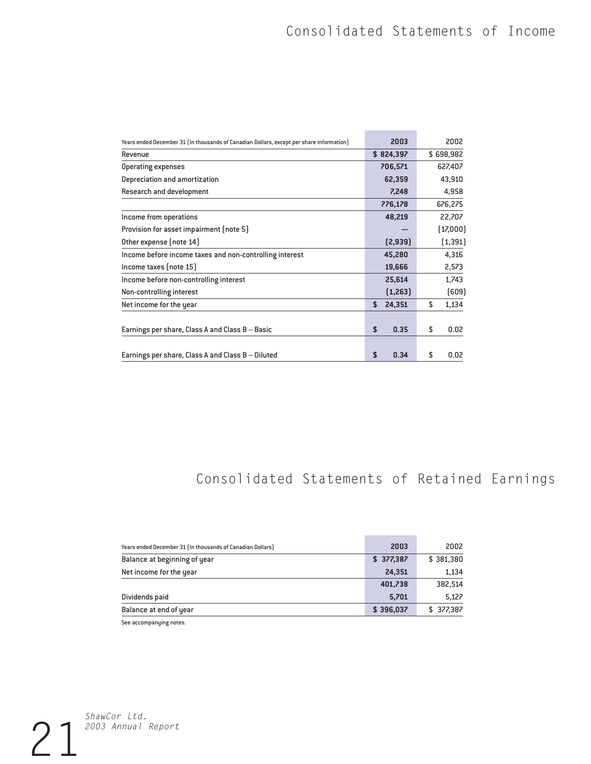# Consolidated Statements of Income

| Years ended December 31 (In thousands of Canadian Dollars, except per share information) | 2003 | 2002 |
|---|---|---|
| Revenue | $ 824,397 | $ 698,982 |
| Operating expenses | 706,571 | 627,407 |
| Depreciation and amortization | 62,359 | 43,910 |
| Research and development | 7,248 | 4,958 |
| | 776,178 | 676,275 |
| Income from operations | 48,219 | 22,707 |
| Provision for asset impairment (note 5) | — | (17,000) |
| Other expense (note 14) | (2,939) | (1,391) |
| Income before income taxes and non-controlling interest | 45,280 | 4,316 |
| Income taxes (note 15) | 19,666 | 2,573 |
| Income before non-controlling interest | 25,614 | 1,743 |
| Non-controlling interest | (1,263) | (609) |
| Net income for the year | $ 24,351 | $ 1,134 |
| Earnings per share, Class A and Class B – Basic | $ 0.35 | $ 0.02 |
| Earnings per share, Class A and Class B – Diluted | $ 0.34 | $ 0.02 |

# Consolidated Statements of Retained Earnings

| Years ended December 31 (In thousands of Canadian Dollars) | 2003 | 2002 |
|---|---|---|
| Balance at beginning of year | $ 377,387 | $ 381,380 |
| Net income for the year | 24,351 | 1,134 |
| | 401,738 | 382,514 |
| Dividends paid | 5,701 | 5,127 |
| Balance at end of year | $ 396,037 | $ 377,387 |

See accompanying notes.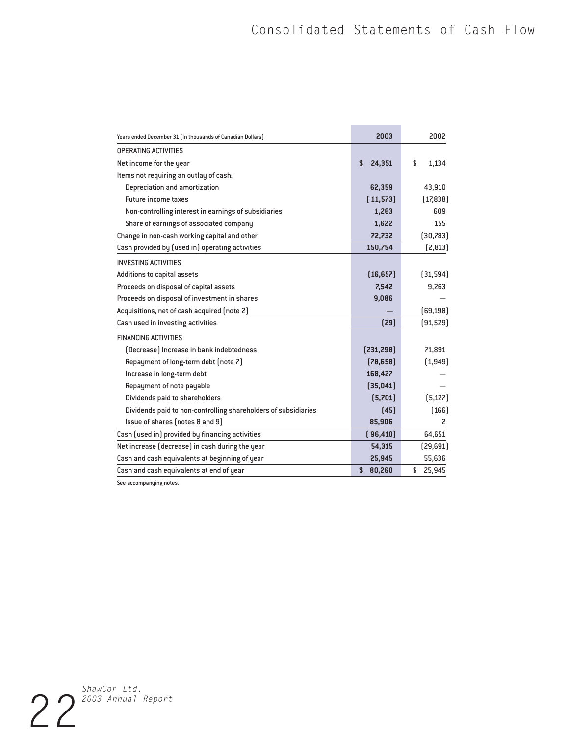# Consolidated Statements of Cash Flow

| Years ended December 31 (In thousands of Canadian Dollars) | 2003 | 2002 |
|---|---|---|
| OPERATING ACTIVITIES | | |
| Net income for the year | **$ 24,351** | $ 1,134 |
| Items not requiring an outlay of cash: | | |
| Depreciation and amortization | **62,359** | 43,910 |
| Future income taxes | **(11,573)** | (17,838) |
| Non-controlling interest in earnings of subsidiaries | **1,263** | 609 |
| Share of earnings of associated company | **1,622** | 155 |
| Change in non-cash working capital and other | **72,732** | (30,783) |
| Cash provided by (used in) operating activities | **150,754** | (2,813) |
| INVESTING ACTIVITIES | | |
| Additions to capital assets | **(16,657)** | (31,594) |
| Proceeds on disposal of capital assets | **7,542** | 9,263 |
| Proceeds on disposal of investment in shares | **9,086** | — |
| Acquisitions, net of cash acquired (note 2) | **—** | (69,198) |
| Cash used in investing activities | **(29)** | (91,529) |
| FINANCING ACTIVITIES | | |
| (Decrease) Increase in bank indebtedness | **(231,298)** | 71,891 |
| Repayment of long-term debt (note 7) | **(78,658)** | (1,949) |
| Increase in long-term debt | **168,427** | — |
| Repayment of note payable | **(35,041)** | — |
| Dividends paid to shareholders | **(5,701)** | (5,127) |
| Dividends paid to non-controlling shareholders of subsidiaries | **(45)** | (166) |
| Issue of shares (notes 8 and 9) | **85,906** | 2 |
| Cash (used in) provided by financing activities | **(96,410)** | 64,651 |
| Net increase (decrease) in cash during the year | **54,315** | (29,691) |
| Cash and cash equivalents at beginning of year | **25,945** | 55,636 |
| Cash and cash equivalents at end of year | **$ 80,260** | $ 25,945 |

See accompanying notes.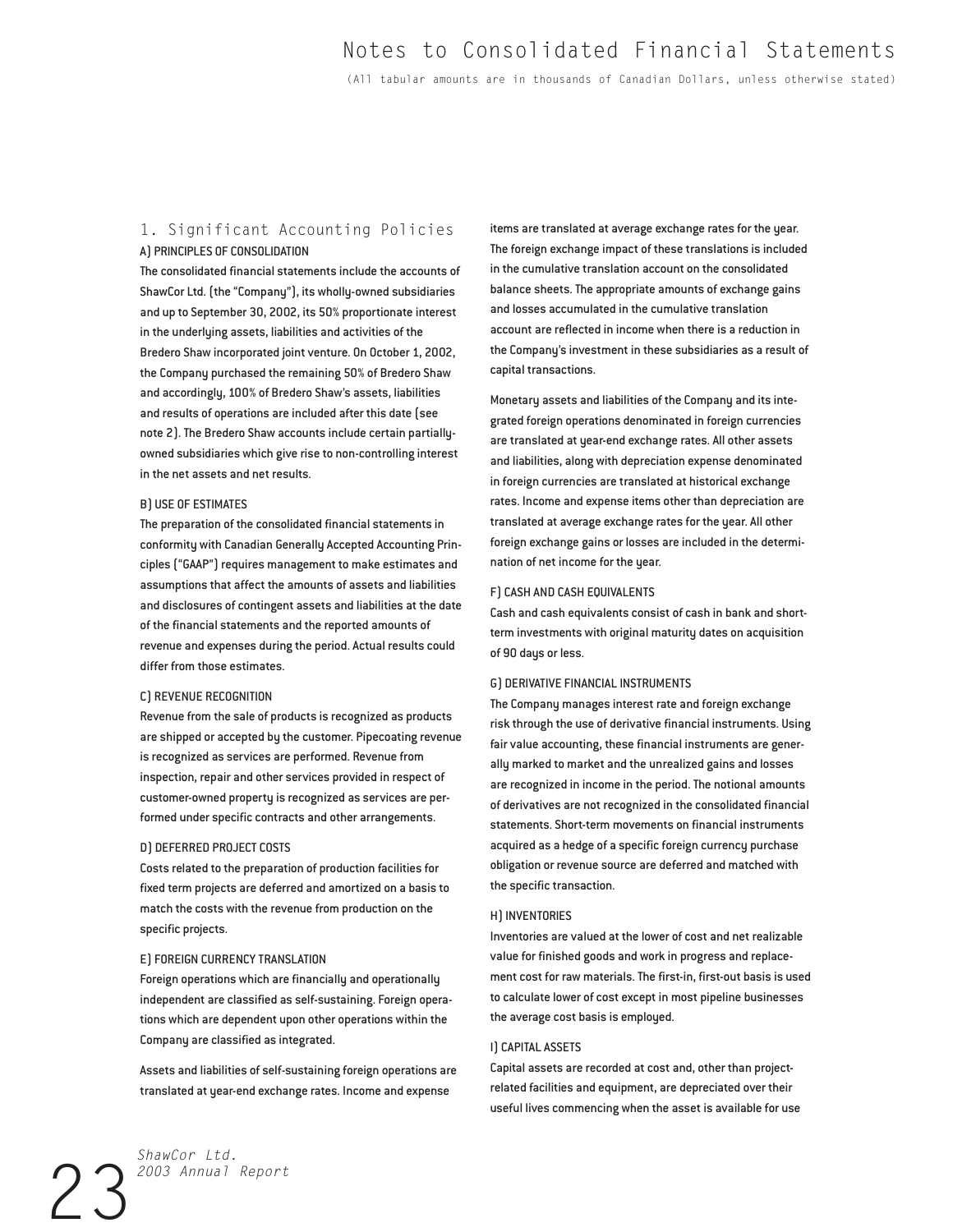# Notes to Consolidated Financial Statements

(All tabular amounts are in thousands of Canadian Dollars, unless otherwise stated)

## 1. Significant Accounting Policies

### A) PRINCIPLES OF CONSOLIDATION

The consolidated financial statements include the accounts of ShawCor Ltd. (the "Company"), its wholly-owned subsidiaries and up to September 30, 2002, its 50% proportionate interest in the underlying assets, liabilities and activities of the Bredero Shaw incorporated joint venture. On October 1, 2002, the Company purchased the remaining 50% of Bredero Shaw and accordingly, 100% of Bredero Shaw's assets, liabilities and results of operations are included after this date (see note 2). The Bredero Shaw accounts include certain partially-owned subsidiaries which give rise to non-controlling interest in the net assets and net results.

### B) USE OF ESTIMATES

The preparation of the consolidated financial statements in conformity with Canadian Generally Accepted Accounting Principles ("GAAP") requires management to make estimates and assumptions that affect the amounts of assets and liabilities and disclosures of contingent assets and liabilities at the date of the financial statements and the reported amounts of revenue and expenses during the period. Actual results could differ from those estimates.

### C) REVENUE RECOGNITION

Revenue from the sale of products is recognized as products are shipped or accepted by the customer. Pipecoating revenue is recognized as services are performed. Revenue from inspection, repair and other services provided in respect of customer-owned property is recognized as services are performed under specific contracts and other arrangements.

### D) DEFERRED PROJECT COSTS

Costs related to the preparation of production facilities for fixed term projects are deferred and amortized on a basis to match the costs with the revenue from production on the specific projects.

### E) FOREIGN CURRENCY TRANSLATION

Foreign operations which are financially and operationally independent are classified as self-sustaining. Foreign operations which are dependent upon other operations within the Company are classified as integrated.

Assets and liabilities of self-sustaining foreign operations are translated at year-end exchange rates. Income and expense items are translated at average exchange rates for the year. The foreign exchange impact of these translations is included in the cumulative translation account on the consolidated balance sheets. The appropriate amounts of exchange gains and losses accumulated in the cumulative translation account are reflected in income when there is a reduction in the Company's investment in these subsidiaries as a result of capital transactions.

Monetary assets and liabilities of the Company and its integrated foreign operations denominated in foreign currencies are translated at year-end exchange rates. All other assets and liabilities, along with depreciation expense denominated in foreign currencies are translated at historical exchange rates. Income and expense items other than depreciation are translated at average exchange rates for the year. All other foreign exchange gains or losses are included in the determination of net income for the year.

### F) CASH AND CASH EQUIVALENTS

Cash and cash equivalents consist of cash in bank and short-term investments with original maturity dates on acquisition of 90 days or less.

### G) DERIVATIVE FINANCIAL INSTRUMENTS

The Company manages interest rate and foreign exchange risk through the use of derivative financial instruments. Using fair value accounting, these financial instruments are generally marked to market and the unrealized gains and losses are recognized in income in the period. The notional amounts of derivatives are not recognized in the consolidated financial statements. Short-term movements on financial instruments acquired as a hedge of a specific foreign currency purchase obligation or revenue source are deferred and matched with the specific transaction.

### H) INVENTORIES

Inventories are valued at the lower of cost and net realizable value for finished goods and work in progress and replacement cost for raw materials. The first-in, first-out basis is used to calculate lower of cost except in most pipeline businesses the average cost basis is employed.

### I) CAPITAL ASSETS

Capital assets are recorded at cost and, other than project-related facilities and equipment, are depreciated over their useful lives commencing when the asset is available for use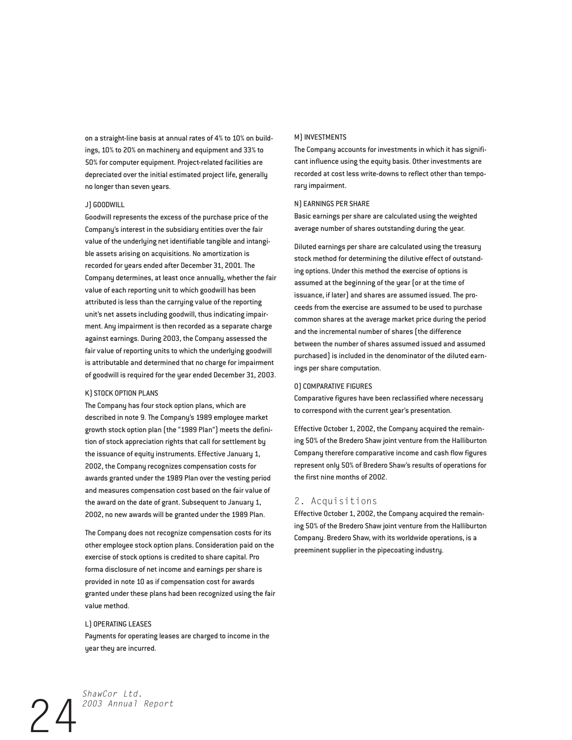on a straight-line basis at annual rates of 4% to 10% on buildings, 10% to 20% on machinery and equipment and 33% to 50% for computer equipment. Project-related facilities are depreciated over the initial estimated project life, generally no longer than seven years.

### J) GOODWILL

Goodwill represents the excess of the purchase price of the Company's interest in the subsidiary entities over the fair value of the underlying net identifiable tangible and intangible assets arising on acquisitions. No amortization is recorded for years ended after December 31, 2001. The Company determines, at least once annually, whether the fair value of each reporting unit to which goodwill has been attributed is less than the carrying value of the reporting unit's net assets including goodwill, thus indicating impairment. Any impairment is then recorded as a separate charge against earnings. During 2003, the Company assessed the fair value of reporting units to which the underlying goodwill is attributable and determined that no charge for impairment of goodwill is required for the year ended December 31, 2003.

### K) STOCK OPTION PLANS

The Company has four stock option plans, which are described in note 9. The Company's 1989 employee market growth stock option plan (the "1989 Plan") meets the definition of stock appreciation rights that call for settlement by the issuance of equity instruments. Effective January 1, 2002, the Company recognizes compensation costs for awards granted under the 1989 Plan over the vesting period and measures compensation cost based on the fair value of the award on the date of grant. Subsequent to January 1, 2002, no new awards will be granted under the 1989 Plan.

The Company does not recognize compensation costs for its other employee stock option plans. Consideration paid on the exercise of stock options is credited to share capital. Pro forma disclosure of net income and earnings per share is provided in note 10 as if compensation cost for awards granted under these plans had been recognized using the fair value method.

### L) OPERATING LEASES

Payments for operating leases are charged to income in the year they are incurred.

### M) INVESTMENTS

The Company accounts for investments in which it has significant influence using the equity basis. Other investments are recorded at cost less write-downs to reflect other than temporary impairment.

### N) EARNINGS PER SHARE

Basic earnings per share are calculated using the weighted average number of shares outstanding during the year.

Diluted earnings per share are calculated using the treasury stock method for determining the dilutive effect of outstanding options. Under this method the exercise of options is assumed at the beginning of the year (or at the time of issuance, if later) and shares are assumed issued. The proceeds from the exercise are assumed to be used to purchase common shares at the average market price during the period and the incremental number of shares (the difference between the number of shares assumed issued and assumed purchased) is included in the denominator of the diluted earnings per share computation.

### O) COMPARATIVE FIGURES

Comparative figures have been reclassified where necessary to correspond with the current year's presentation.

Effective October 1, 2002, the Company acquired the remaining 50% of the Bredero Shaw joint venture from the Halliburton Company therefore comparative income and cash flow figures represent only 50% of Bredero Shaw's results of operations for the first nine months of 2002.

## 2. Acquisitions

Effective October 1, 2002, the Company acquired the remaining 50% of the Bredero Shaw joint venture from the Halliburton Company. Bredero Shaw, with its worldwide operations, is a preeminent supplier in the pipecoating industry.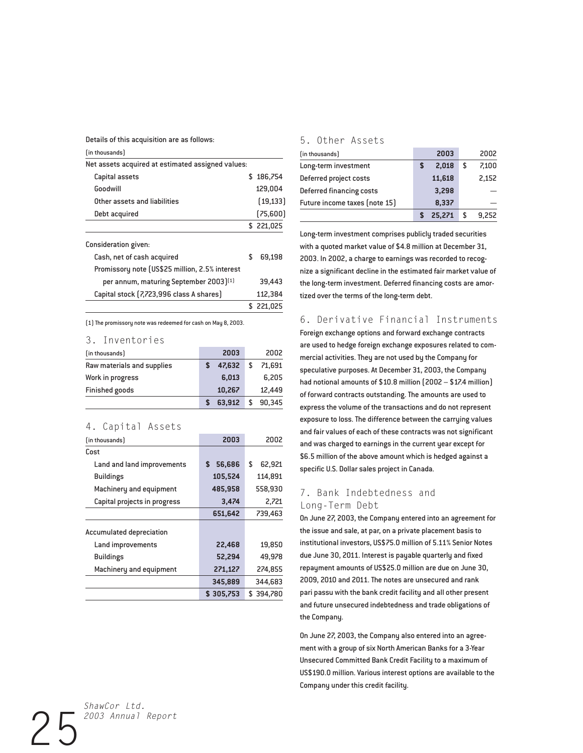Details of this acquisition are as follows:

| (in thousands) | |
|---|---|
| Net assets acquired at estimated assigned values: | |
| Capital assets | $ 186,754 |
| Goodwill | 129,004 |
| Other assets and liabilities | (19,133) |
| Debt acquired | (75,600) |
| | $ 221,025 |
| Consideration given: | |
| Cash, net of cash acquired | $ 69,198 |
| Promissory note (US$25 million, 2.5% interest per annum, maturing September 2003)[1] | 39,443 |
| Capital stock (7,723,996 class A shares) | 112,384 |
| | $ 221,025 |

(1) The promissory note was redeemed for cash on May 8, 2003.

## 3. Inventories

| (in thousands) | 2003 | 2002 |
|---|---|---|
| Raw materials and supplies | $ 47,632 | $ 71,691 |
| Work in progress | 6,013 | 6,205 |
| Finished goods | 10,267 | 12,449 |
| | $ 63,912 | $ 90,345 |

## 4. Capital Assets

| (in thousands) | 2003 | 2002 |
|---|---|---|
| Cost | | |
| Land and land improvements | $ 56,686 | $ 62,921 |
| Buildings | 105,524 | 114,891 |
| Machinery and equipment | 485,958 | 558,930 |
| Capital projects in progress | 3,474 | 2,721 |
| | 651,642 | 739,463 |
| Accumulated depreciation | | |
| Land improvements | 22,468 | 19,850 |
| Buildings | 52,294 | 49,978 |
| Machinery and equipment | 271,127 | 274,855 |
| | 345,889 | 344,683 |
| | $ 305,753 | $ 394,780 |

## 5. Other Assets

| (in thousands) | 2003 | 2002 |
|---|---|---|
| Long-term investment | $ 2,018 | $ 7,100 |
| Deferred project costs | 11,618 | 2,152 |
| Deferred financing costs | 3,298 | — |
| Future income taxes (note 15) | 8,337 | — |
| | $ 25,271 | $ 9,252 |

Long-term investment comprises publicly traded securities with a quoted market value of $4.8 million at December 31, 2003. In 2002, a charge to earnings was recorded to recognize a significant decline in the estimated fair market value of the long-term investment. Deferred financing costs are amortized over the terms of the long-term debt.

## 6. Derivative Financial Instruments

Foreign exchange options and forward exchange contracts are used to hedge foreign exchange exposures related to commercial activities. They are not used by the Company for speculative purposes. At December 31, 2003, the Company had notional amounts of $10.8 million (2002 – $17.4 million) of forward contracts outstanding. The amounts are used to express the volume of the transactions and do not represent exposure to loss. The difference between the carrying values and fair values of each of these contracts was not significant and was charged to earnings in the current year except for $6.5 million of the above amount which is hedged against a specific U.S. Dollar sales project in Canada.

## 7. Bank Indebtedness and Long-Term Debt

On June 27, 2003, the Company entered into an agreement for the issue and sale, at par, on a private placement basis to institutional investors, US$75.0 million of 5.11% Senior Notes due June 30, 2011. Interest is payable quarterly and fixed repayment amounts of US$25.0 million are due on June 30, 2009, 2010 and 2011. The notes are unsecured and rank pari passu with the bank credit facility and all other present and future unsecured indebtedness and trade obligations of the Company.

On June 27, 2003, the Company also entered into an agreement with a group of six North American Banks for a 3-Year Unsecured Committed Bank Credit Facility to a maximum of US$190.0 million. Various interest options are available to the Company under this credit facility.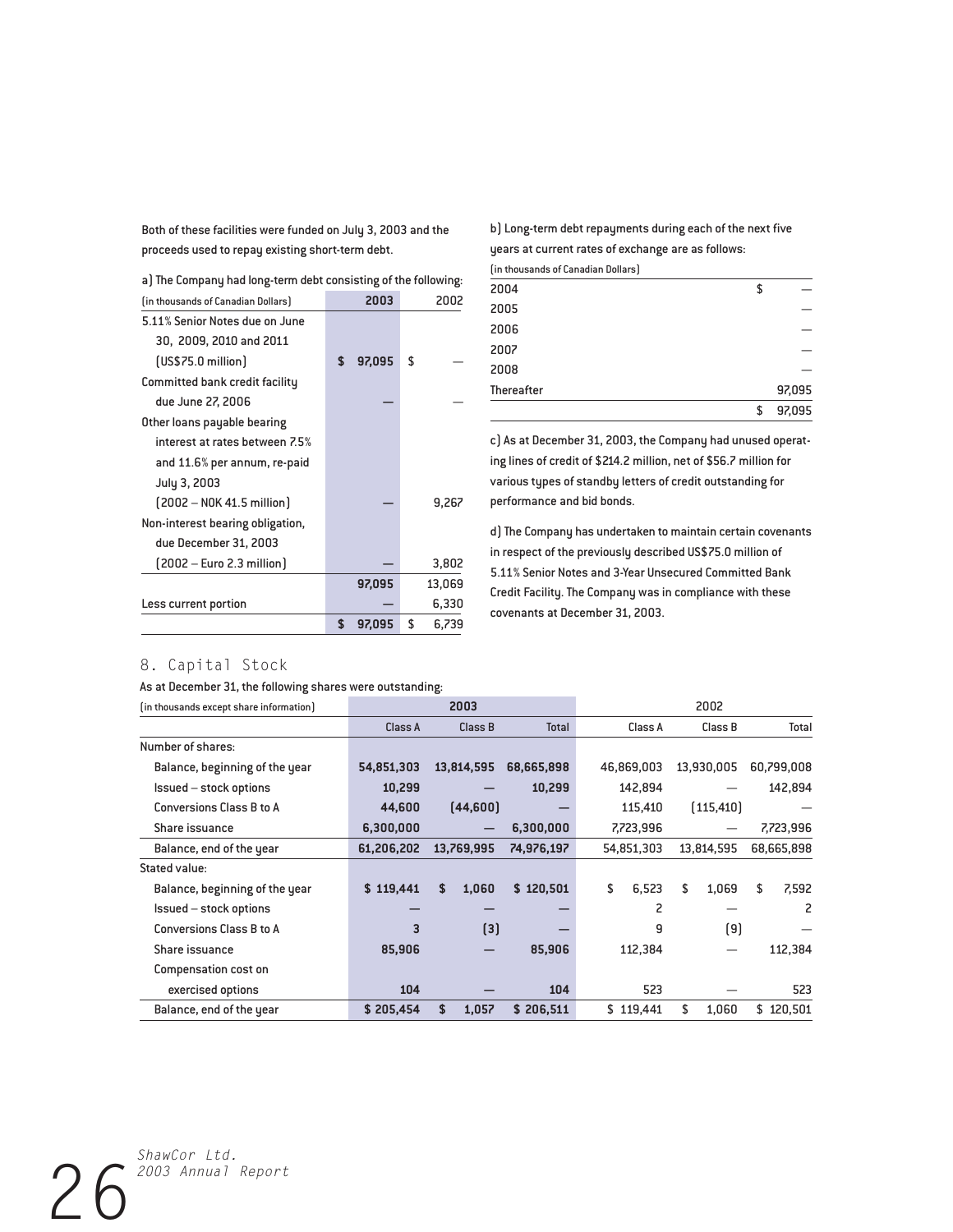Both of these facilities were funded on July 3, 2003 and the proceeds used to repay existing short-term debt.

a) The Company had long-term debt consisting of the following:

| (in thousands of Canadian Dollars) | 2003 | 2002 |
|---|---|---|
| 5.11% Senior Notes due on June 30, 2009, 2010 and 2011 (US$75.0 million) | $ 97,095 | $ — |
| Committed bank credit facility due June 27, 2006 | — | — |
| Other loans payable bearing interest at rates between 7.5% and 11.6% per annum, re-paid July 3, 2003 (2002 – NOK 41.5 million) | — | 9,267 |
| Non-interest bearing obligation, due December 31, 2003 (2002 – Euro 2.3 million) | — | 3,802 |
| | 97,095 | 13,069 |
| Less current portion | — | 6,330 |
| | $ 97,095 | $ 6,739 |

b) Long-term debt repayments during each of the next five years at current rates of exchange are as follows:

| (in thousands of Canadian Dollars) | |
|---|---|
| 2004 | $ — |
| 2005 | — |
| 2006 | — |
| 2007 | — |
| 2008 | — |
| Thereafter | 97,095 |
| | $ 97,095 |

c) As at December 31, 2003, the Company had unused operating lines of credit of $214.2 million, net of $56.7 million for various types of standby letters of credit outstanding for performance and bid bonds.

d) The Company has undertaken to maintain certain covenants in respect of the previously described US$75.0 million of 5.11% Senior Notes and 3-Year Unsecured Committed Bank Credit Facility. The Company was in compliance with these covenants at December 31, 2003.

## 8. Capital Stock

As at December 31, the following shares were outstanding:

| (in thousands except share information) | 2003 | | | 2002 | | |
|---|---|---|---|---|---|---|
| | Class A | Class B | Total | Class A | Class B | Total |
| Number of shares: | | | | | | |
| Balance, beginning of the year | 54,851,303 | 13,814,595 | 68,665,898 | 46,869,003 | 13,930,005 | 60,799,008 |
| Issued – stock options | 10,299 | — | 10,299 | 142,894 | — | 142,894 |
| Conversions Class B to A | 44,600 | (44,600) | — | 115,410 | (115,410) | — |
| Share issuance | 6,300,000 | — | 6,300,000 | 7,723,996 | — | 7,723,996 |
| Balance, end of the year | 61,206,202 | 13,769,995 | 74,976,197 | 54,851,303 | 13,814,595 | 68,665,898 |
| Stated value: | | | | | | |
| Balance, beginning of the year | $ 119,441 | $ 1,060 | $ 120,501 | $ 6,523 | $ 1,069 | $ 7,592 |
| Issued – stock options | — | — | — | 2 | — | 2 |
| Conversions Class B to A | 3 | (3) | — | 9 | (9) | — |
| Share issuance | 85,906 | — | 85,906 | 112,384 | — | 112,384 |
| Compensation cost on exercised options | 104 | — | 104 | 523 | — | 523 |
| Balance, end of the year | $ 205,454 | $ 1,057 | $ 206,511 | $ 119,441 | $ 1,060 | $ 120,501 |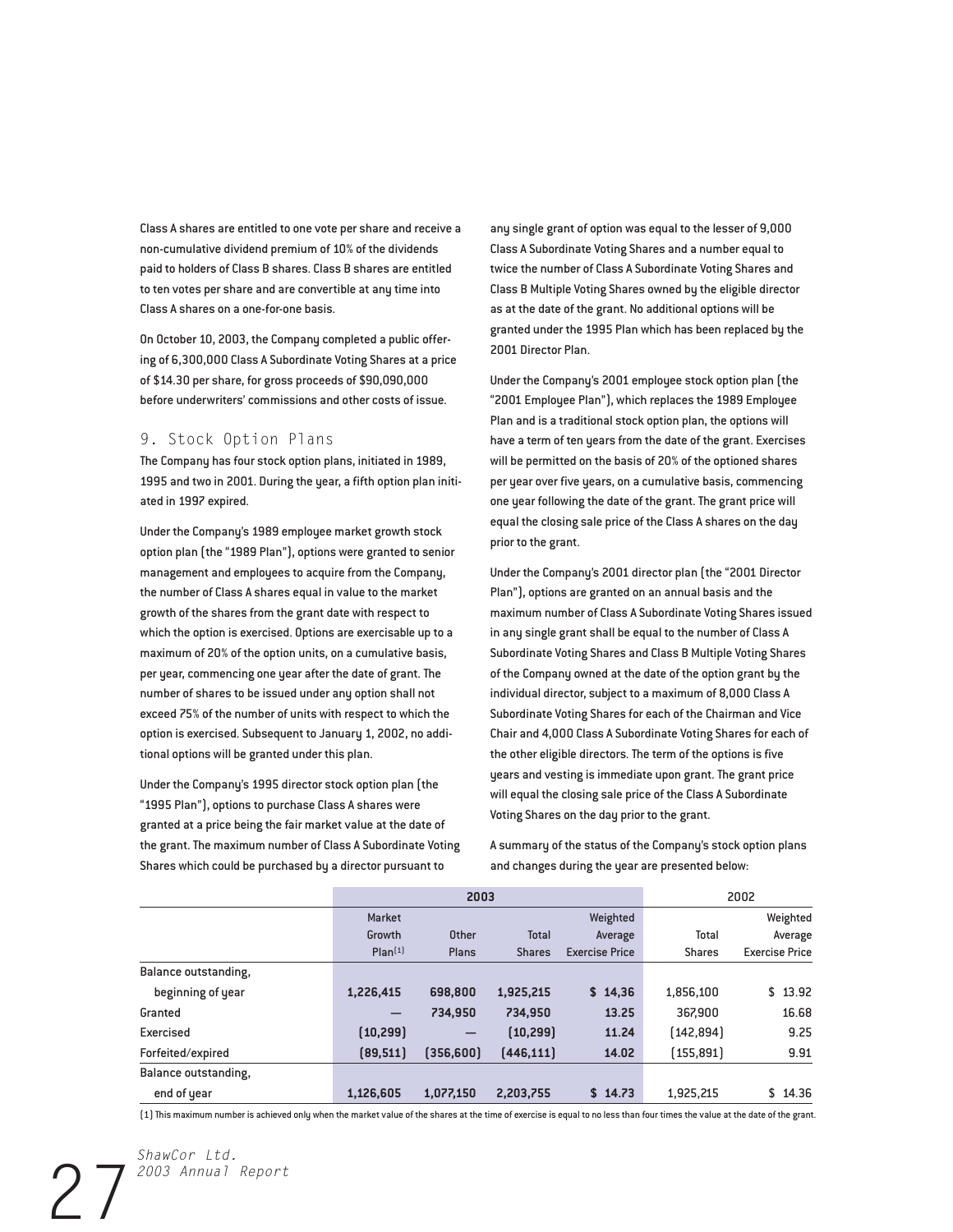Class A shares are entitled to one vote per share and receive a non-cumulative dividend premium of 10% of the dividends paid to holders of Class B shares. Class B shares are entitled to ten votes per share and are convertible at any time into Class A shares on a one-for-one basis.

On October 10, 2003, the Company completed a public offering of 6,300,000 Class A Subordinate Voting Shares at a price of $14.30 per share, for gross proceeds of $90,090,000 before underwriters' commissions and other costs of issue.

## 9. Stock Option Plans

The Company has four stock option plans, initiated in 1989, 1995 and two in 2001. During the year, a fifth option plan initiated in 1997 expired.

Under the Company's 1989 employee market growth stock option plan (the "1989 Plan"), options were granted to senior management and employees to acquire from the Company, the number of Class A shares equal in value to the market growth of the shares from the grant date with respect to which the option is exercised. Options are exercisable up to a maximum of 20% of the option units, on a cumulative basis, per year, commencing one year after the date of grant. The number of shares to be issued under any option shall not exceed 75% of the number of units with respect to which the option is exercised. Subsequent to January 1, 2002, no additional options will be granted under this plan.

Under the Company's 1995 director stock option plan (the "1995 Plan"), options to purchase Class A shares were granted at a price being the fair market value at the date of the grant. The maximum number of Class A Subordinate Voting Shares which could be purchased by a director pursuant to any single grant of option was equal to the lesser of 9,000 Class A Subordinate Voting Shares and a number equal to twice the number of Class A Subordinate Voting Shares and Class B Multiple Voting Shares owned by the eligible director as at the date of the grant. No additional options will be granted under the 1995 Plan which has been replaced by the 2001 Director Plan.

Under the Company's 2001 employee stock option plan (the "2001 Employee Plan"), which replaces the 1989 Employee Plan and is a traditional stock option plan, the options will have a term of ten years from the date of the grant. Exercises will be permitted on the basis of 20% of the optioned shares per year over five years, on a cumulative basis, commencing one year following the date of the grant. The grant price will equal the closing sale price of the Class A shares on the day prior to the grant.

Under the Company's 2001 director plan (the "2001 Director Plan"), options are granted on an annual basis and the maximum number of Class A Subordinate Voting Shares issued in any single grant shall be equal to the number of Class A Subordinate Voting Shares and Class B Multiple Voting Shares of the Company owned at the date of the option grant by the individual director, subject to a maximum of 8,000 Class A Subordinate Voting Shares for each of the Chairman and Vice Chair and 4,000 Class A Subordinate Voting Shares for each of the other eligible directors. The term of the options is five years and vesting is immediate upon grant. The grant price will equal the closing sale price of the Class A Subordinate Voting Shares on the day prior to the grant.

A summary of the status of the Company's stock option plans and changes during the year are presented below:

| | 2003 | | | | 2002 | |
|---|---|---|---|---|---|---|
| | Market Growth Plan[1] | Other Plans | Total Shares | Weighted Average Exercise Price | Total Shares | Weighted Average Exercise Price |
| Balance outstanding, beginning of year | **1,226,415** | **698,800** | **1,925,215** | **$ 14.36** | 1,856,100 | $ 13.92 |
| Granted | **—** | **734,950** | **734,950** | **13.25** | 367,900 | 16.68 |
| Exercised | **(10,299)** | **—** | **(10,299)** | **11.24** | (142,894) | 9.25 |
| Forfeited/expired | **(89,511)** | **(356,600)** | **(446,111)** | **14.02** | (155,891) | 9.91 |
| Balance outstanding, end of year | **1,126,605** | **1,077,150** | **2,203,755** | **$ 14.73** | 1,925,215 | $ 14.36 |

(1) This maximum number is achieved only when the market value of the shares at the time of exercise is equal to no less than four times the value at the date of the grant.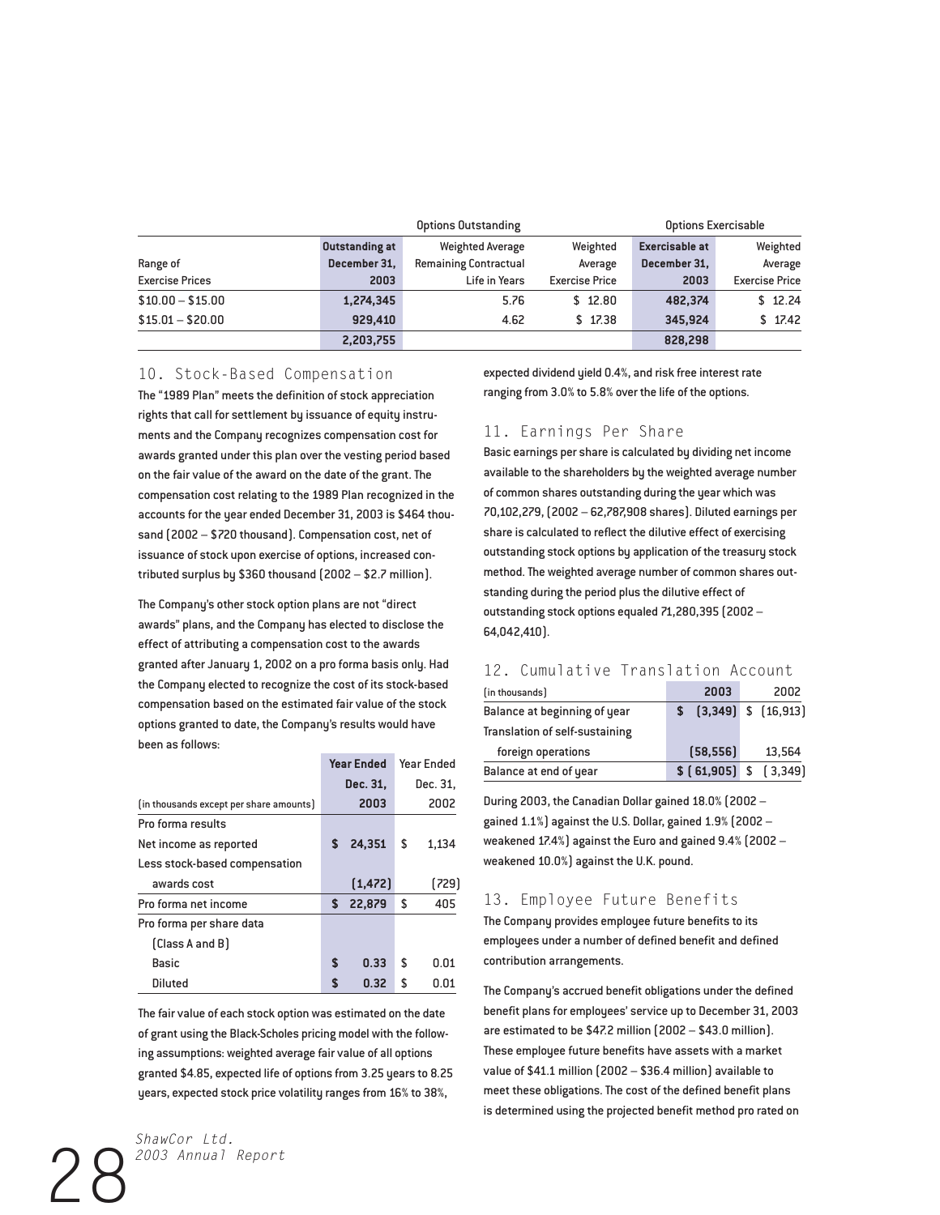| Range of Exercise Prices | Options Outstanding | | | Options Exercisable | |
|---|---|---|---|---|---|
| | **Outstanding at December 31, 2003** | Weighted Average Remaining Contractual Life in Years | Weighted Average Exercise Price | **Exercisable at December 31, 2003** | Weighted Average Exercise Price |
| $10.00 – $15.00 | **1,274,345** | 5.76 | $ 12.80 | **482,374** | $ 12.24 |
| $15.01 – $20.00 | **929,410** | 4.62 | $ 17.38 | **345,924** | $ 17.42 |
| | **2,203,755** | | | **828,298** | |

## 10. Stock-Based Compensation

The "1989 Plan" meets the definition of stock appreciation rights that call for settlement by issuance of equity instruments and the Company recognizes compensation cost for awards granted under this plan over the vesting period based on the fair value of the award on the date of the grant. The compensation cost relating to the 1989 Plan recognized in the accounts for the year ended December 31, 2003 is $464 thousand (2002 – $720 thousand). Compensation cost, net of issuance of stock upon exercise of options, increased contributed surplus by $360 thousand (2002 – $2.7 million).

The Company's other stock option plans are not "direct awards" plans, and the Company has elected to disclose the effect of attributing a compensation cost to the awards granted after January 1, 2002 on a pro forma basis only. Had the Company elected to recognize the cost of its stock-based compensation based on the estimated fair value of the stock options granted to date, the Company's results would have been as follows:

| (in thousands except per share amounts) | **Year Ended Dec. 31, 2003** | Year Ended Dec. 31, 2002 |
|---|---|---|
| Pro forma results | | |
| Net income as reported | **$ 24,351** | $ 1,134 |
| Less stock-based compensation awards cost | **(1,472)** | (729) |
| Pro forma net income | **$ 22,879** | $ 405 |
| Pro forma per share data (Class A and B) | | |
| Basic | **$ 0.33** | $ 0.01 |
| Diluted | **$ 0.32** | $ 0.01 |

The fair value of each stock option was estimated on the date of grant using the Black-Scholes pricing model with the following assumptions: weighted average fair value of all options granted $4.85, expected life of options from 3.25 years to 8.25 years, expected stock price volatility ranges from 16% to 38%, expected dividend yield 0.4%, and risk free interest rate ranging from 3.0% to 5.8% over the life of the options.

## 11. Earnings Per Share

Basic earnings per share is calculated by dividing net income available to the shareholders by the weighted average number of common shares outstanding during the year which was 70,102,279, (2002 – 62,787,908 shares). Diluted earnings per share is calculated to reflect the dilutive effect of exercising outstanding stock options by application of the treasury stock method. The weighted average number of common shares outstanding during the period plus the dilutive effect of outstanding stock options equaled 71,280,395 (2002 – 64,042,410).

## 12. Cumulative Translation Account

| (in thousands) | **2003** | 2002 |
|---|---|---|
| Balance at beginning of year | **$ (3,349)** | $ (16,913) |
| Translation of self-sustaining foreign operations | **(58,556)** | 13,564 |
| Balance at end of year | **$ (61,905)** | $ (3,349) |

During 2003, the Canadian Dollar gained 18.0% (2002 – gained 1.1%) against the U.S. Dollar, gained 1.9% (2002 – weakened 17.4%) against the Euro and gained 9.4% (2002 – weakened 10.0%) against the U.K. pound.

## 13. Employee Future Benefits

The Company provides employee future benefits to its employees under a number of defined benefit and defined contribution arrangements.

The Company's accrued benefit obligations under the defined benefit plans for employees' service up to December 31, 2003 are estimated to be $47.2 million (2002 – $43.0 million). These employee future benefits have assets with a market value of $41.1 million (2002 – $36.4 million) available to meet these obligations. The cost of the defined benefit plans is determined using the projected benefit method pro rated on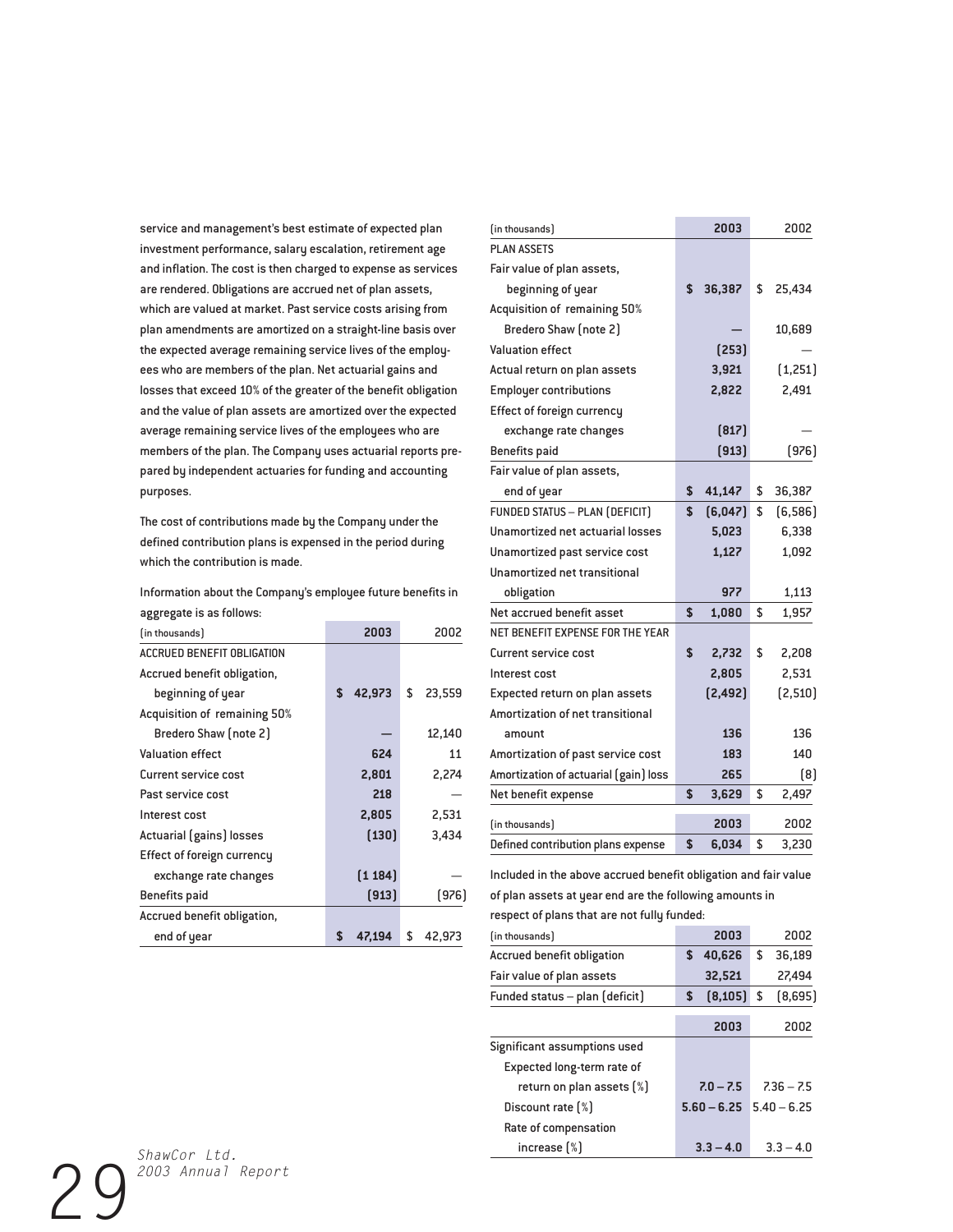service and management's best estimate of expected plan investment performance, salary escalation, retirement age and inflation. The cost is then charged to expense as services are rendered. Obligations are accrued net of plan assets, which are valued at market. Past service costs arising from plan amendments are amortized on a straight-line basis over the expected average remaining service lives of the employees who are members of the plan. Net actuarial gains and losses that exceed 10% of the greater of the benefit obligation and the value of plan assets are amortized over the expected average remaining service lives of the employees who are members of the plan. The Company uses actuarial reports prepared by independent actuaries for funding and accounting purposes.

The cost of contributions made by the Company under the defined contribution plans is expensed in the period during which the contribution is made.

Information about the Company's employee future benefits in aggregate is as follows:

| (in thousands) | 2003 | 2002 |
|---|---|---|
| ACCRUED BENEFIT OBLIGATION | | |
| Accrued benefit obligation, beginning of year | $ 42,973 | $ 23,559 |
| Acquisition of remaining 50% Bredero Shaw (note 2) | — | 12,140 |
| Valuation effect | 624 | 11 |
| Current service cost | 2,801 | 2,274 |
| Past service cost | 218 | — |
| Interest cost | 2,805 | 2,531 |
| Actuarial (gains) losses | (130) | 3,434 |
| Effect of foreign currency exchange rate changes | (1 184) | — |
| Benefits paid | (913) | (976) |
| Accrued benefit obligation, end of year | $ 47,194 | $ 42,973 |

| (in thousands) | 2003 | 2002 |
|---|---|---|
| PLAN ASSETS | | |
| Fair value of plan assets, beginning of year | $ 36,387 | $ 25,434 |
| Acquisition of remaining 50% Bredero Shaw (note 2) | — | 10,689 |
| Valuation effect | (253) | — |
| Actual return on plan assets | 3,921 | (1,251) |
| Employer contributions | 2,822 | 2,491 |
| Effect of foreign currency exchange rate changes | (817) | — |
| Benefits paid | (913) | (976) |
| Fair value of plan assets, end of year | $ 41,147 | $ 36,387 |
| FUNDED STATUS – PLAN (DEFICIT) | $ (6,047) | $ (6,586) |
| Unamortized net actuarial losses | 5,023 | 6,338 |
| Unamortized past service cost | 1,127 | 1,092 |
| Unamortized net transitional obligation | 977 | 1,113 |
| Net accrued benefit asset | $ 1,080 | $ 1,957 |
| NET BENEFIT EXPENSE FOR THE YEAR | | |
| Current service cost | $ 2,732 | $ 2,208 |
| Interest cost | 2,805 | 2,531 |
| Expected return on plan assets | (2,492) | (2,510) |
| Amortization of net transitional amount | 136 | 136 |
| Amortization of past service cost | 183 | 140 |
| Amortization of actuarial (gain) loss | 265 | (8) |
| Net benefit expense | $ 3,629 | $ 2,497 |

| (in thousands) | 2003 | 2002 |
|---|---|---|
| Defined contribution plans expense | $ 6,034 | $ 3,230 |

Included in the above accrued benefit obligation and fair value of plan assets at year end are the following amounts in respect of plans that are not fully funded:

| (in thousands) | 2003 | 2002 |
|---|---|---|
| Accrued benefit obligation | $ 40,626 | $ 36,189 |
| Fair value of plan assets | 32,521 | 27,494 |
| Funded status – plan (deficit) | $ (8,105) | $ (8,695) |

| | 2003 | 2002 |
|---|---|---|
| Significant assumptions used | | |
| Expected long-term rate of return on plan assets (%) | 7.0 – 7.5 | 7.36 – 7.5 |
| Discount rate (%) | 5.60 – 6.25 | 5.40 – 6.25 |
| Rate of compensation increase (%) | 3.3 – 4.0 | 3.3 – 4.0 |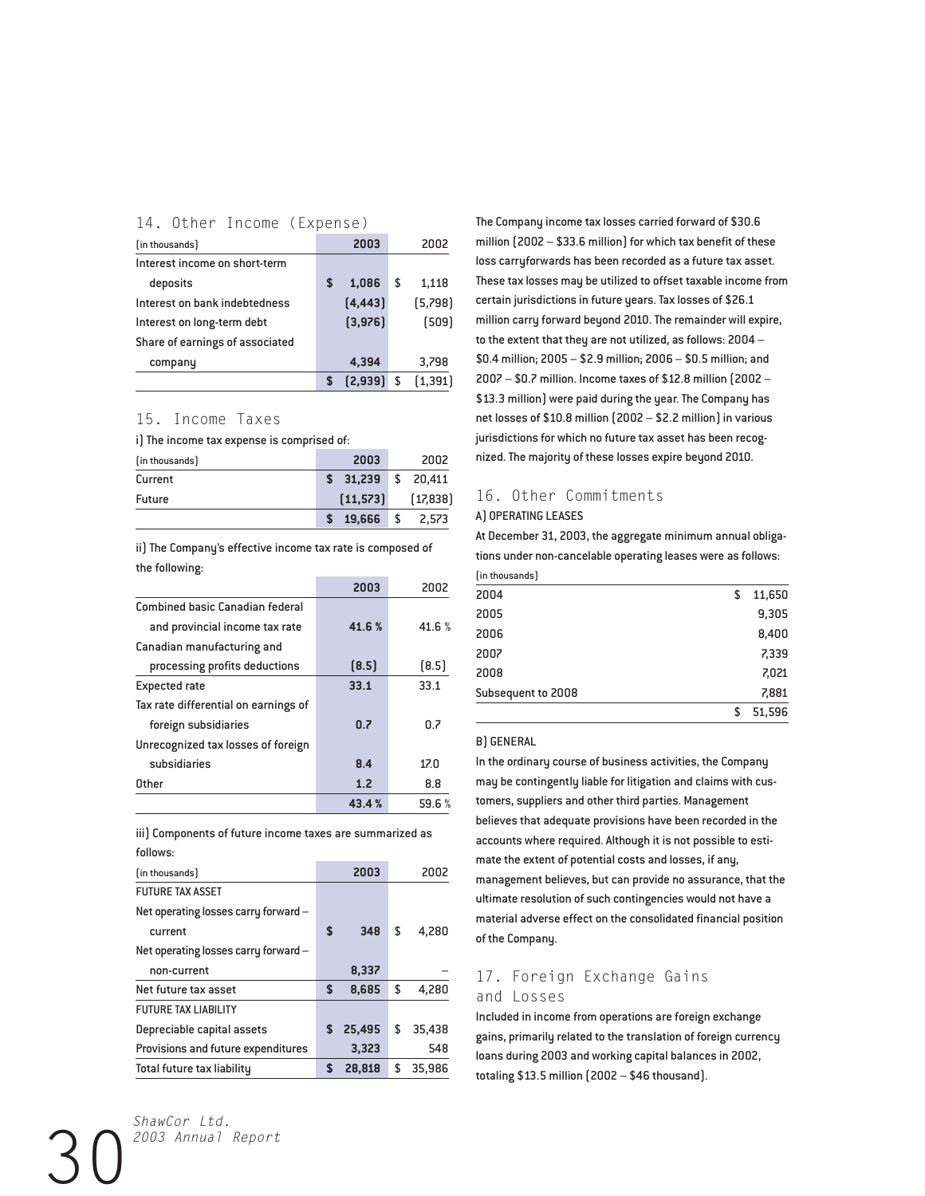## 14. Other Income (Expense)

| (in thousands) | 2003 | 2002 |
|---|---|---|
| Interest income on short-term deposits | $ 1,086 | $ 1,118 |
| Interest on bank indebtedness | (4,443) | (5,798) |
| Interest on long-term debt | (3,976) | (509) |
| Share of earnings of associated company | 4,394 | 3,798 |
| | $ (2,939) | $ (1,391) |

## 15. Income Taxes

i) The income tax expense is comprised of:

| (in thousands) | 2003 | 2002 |
|---|---|---|
| Current | $ 31,239 | $ 20,411 |
| Future | (11,573) | (17,838) |
| | $ 19,666 | $ 2,573 |

ii) The Company's effective income tax rate is composed of the following:

| | 2003 | 2002 |
|---|---|---|
| Combined basic Canadian federal and provincial income tax rate | 41.6 % | 41.6 % |
| Canadian manufacturing and processing profits deductions | (8.5) | (8.5) |
| Expected rate | 33.1 | 33.1 |
| Tax rate differential on earnings of foreign subsidiaries | 0.7 | 0.7 |
| Unrecognized tax losses of foreign subsidiaries | 8.4 | 17.0 |
| Other | 1.2 | 8.8 |
| | 43.4 % | 59.6 % |

iii) Components of future income taxes are summarized as follows:

| (in thousands) | 2003 | 2002 |
|---|---|---|
| FUTURE TAX ASSET | | |
| Net operating losses carry forward – current | $ 348 | $ 4,280 |
| Net operating losses carry forward – non-current | 8,337 | – |
| Net future tax asset | $ 8,685 | $ 4,280 |
| FUTURE TAX LIABILITY | | |
| Depreciable capital assets | $ 25,495 | $ 35,438 |
| Provisions and future expenditures | 3,323 | 548 |
| Total future tax liability | $ 28,818 | $ 35,986 |

The Company income tax losses carried forward of $30.6 million (2002 – $33.6 million) for which tax benefit of these loss carryforwards has been recorded as a future tax asset. These tax losses may be utilized to offset taxable income from certain jurisdictions in future years. Tax losses of $26.1 million carry forward beyond 2010. The remainder will expire, to the extent that they are not utilized, as follows: 2004 – $0.4 million; 2005 – $2.9 million; 2006 – $0.5 million; and 2007 – $0.7 million. Income taxes of $12.8 million (2002 – $13.3 million) were paid during the year. The Company has net losses of $10.8 million (2002 – $2.2 million) in various jurisdictions for which no future tax asset has been recognized. The majority of these losses expire beyond 2010.

## 16. Other Commitments

### A) OPERATING LEASES

At December 31, 2003, the aggregate minimum annual obligations under non-cancelable operating leases were as follows:

| (in thousands) | |
|---|---|
| 2004 | $ 11,650 |
| 2005 | 9,305 |
| 2006 | 8,400 |
| 2007 | 7,339 |
| 2008 | 7,021 |
| Subsequent to 2008 | 7,881 |
| | $ 51,596 |

### B) GENERAL

In the ordinary course of business activities, the Company may be contingently liable for litigation and claims with customers, suppliers and other third parties. Management believes that adequate provisions have been recorded in the accounts where required. Although it is not possible to estimate the extent of potential costs and losses, if any, management believes, but can provide no assurance, that the ultimate resolution of such contingencies would not have a material adverse effect on the consolidated financial position of the Company.

## 17. Foreign Exchange Gains and Losses

Included in income from operations are foreign exchange gains, primarily related to the translation of foreign currency loans during 2003 and working capital balances in 2002, totaling $13.5 million (2002 – $46 thousand).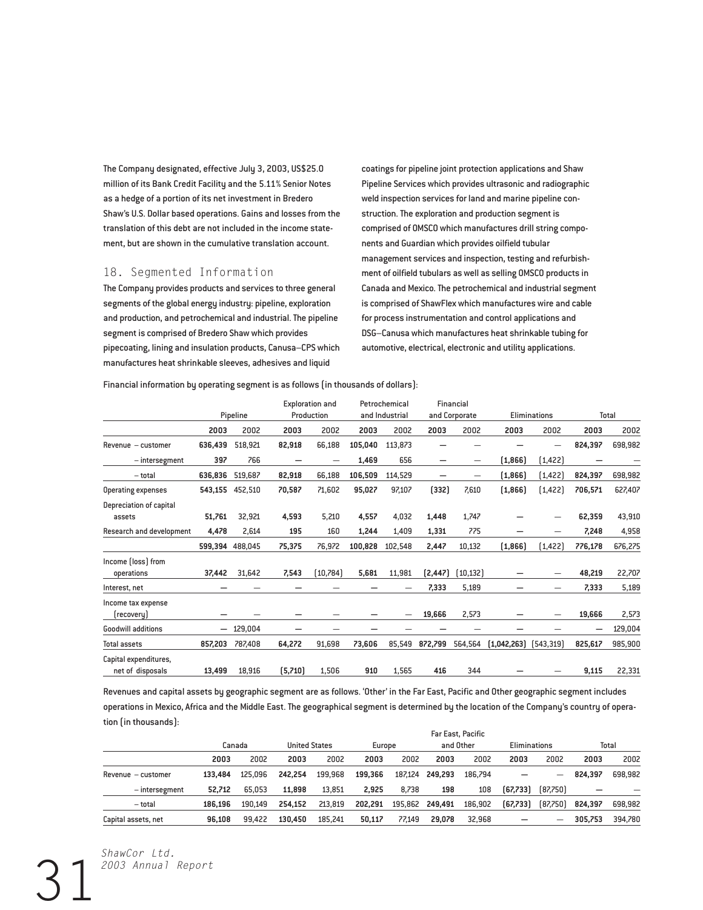The Company designated, effective July 3, 2003, US$25.0 million of its Bank Credit Facility and the 5.11% Senior Notes as a hedge of a portion of its net investment in Bredero Shaw's U.S. Dollar based operations. Gains and losses from the translation of this debt are not included in the income statement, but are shown in the cumulative translation account.

## 18. Segmented Information

The Company provides products and services to three general segments of the global energy industry: pipeline, exploration and production, and petrochemical and industrial. The pipeline segment is comprised of Bredero Shaw which provides pipecoating, lining and insulation products, Canusa–CPS which manufactures heat shrinkable sleeves, adhesives and liquid coatings for pipeline joint protection applications and Shaw Pipeline Services which provides ultrasonic and radiographic weld inspection services for land and marine pipeline construction. The exploration and production segment is comprised of OMSCO which manufactures drill string components and Guardian which provides oilfield tubular management services and inspection, testing and refurbishment of oilfield tubulars as well as selling OMSCO products in Canada and Mexico. The petrochemical and industrial segment is comprised of ShawFlex which manufactures wire and cable for process instrumentation and control applications and DSG–Canusa which manufactures heat shrinkable tubing for automotive, electrical, electronic and utility applications.

Financial information by operating segment is as follows (in thousands of dollars):

| | Pipeline | | Exploration and Production | | Petrochemical and Industrial | | Financial and Corporate | | Eliminations | | Total | |
|---|---|---|---|---|---|---|---|---|---|---|---|---|
| | **2003** | 2002 | **2003** | 2002 | **2003** | 2002 | **2003** | 2002 | **2003** | 2002 | **2003** | 2002 |
| Revenue – customer | **636,439** | 518,921 | **82,918** | 66,188 | **105,040** | 113,873 | **—** | — | **—** | — | **824,397** | 698,982 |
| – intersegment | **397** | 766 | **—** | — | **1,469** | 656 | **—** | — | **(1,866)** | (1,422) | **—** | — |
| – total | **636,836** | 519,687 | **82,918** | 66,188 | **106,509** | 114,529 | **—** | — | **(1,866)** | (1,422) | **824,397** | 698,982 |
| Operating expenses | **543,155** | 452,510 | **70,587** | 71,602 | **95,027** | 97,107 | **(332)** | 7,610 | **(1,866)** | (1,422) | **706,571** | 627,407 |
| Depreciation of capital assets | **51,761** | 32,921 | **4,593** | 5,210 | **4,557** | 4,032 | **1,448** | 1,747 | **—** | — | **62,359** | 43,910 |
| Research and development | **4,478** | 2,614 | **195** | 160 | **1,244** | 1,409 | **1,331** | 775 | **—** | — | **7,248** | 4,958 |
| | **599,394** | 488,045 | **75,375** | 76,972 | **100,828** | 102,548 | **2,447** | 10,132 | **(1,866)** | (1,422) | **776,178** | 676,275 |
| Income (loss) from operations | **37,442** | 31,642 | **7,543** | (10,784) | **5,681** | 11,981 | **(2,447)** | (10,132) | **—** | — | **48,219** | 22,707 |
| Interest, net | **—** | — | **—** | — | **—** | — | **7,333** | 5,189 | **—** | — | **7,333** | 5,189 |
| Income tax expense (recovery) | **—** | — | **—** | — | **—** | — | **19,666** | 2,573 | **—** | — | **19,666** | 2,573 |
| Goodwill additions | **—** | 129,004 | **—** | — | **—** | — | **—** | — | **—** | — | **—** | 129,004 |
| Total assets | **857,203** | 787,408 | **64,272** | 91,698 | **73,606** | 85,549 | **872,799** | 564,564 | **(1,042,263)** | (543,319) | **825,617** | 985,900 |
| Capital expenditures, net of disposals | **13,499** | 18,916 | **(5,710)** | 1,506 | **910** | 1,565 | **416** | 344 | **—** | — | **9,115** | 22,331 |

Revenues and capital assets by geographic segment are as follows. 'Other' in the Far East, Pacific and Other geographic segment includes operations in Mexico, Africa and the Middle East. The geographical segment is determined by the location of the Company's country of operation (in thousands):

| | Canada | | United States | | Europe | | Far East, Pacific and Other | | Eliminations | | Total | |
|---|---|---|---|---|---|---|---|---|---|---|---|---|
| | **2003** | 2002 | **2003** | 2002 | **2003** | 2002 | **2003** | 2002 | **2003** | 2002 | **2003** | 2002 |
| Revenue – customer | **133,484** | 125,096 | **242,254** | 199,968 | **199,366** | 187,124 | **249,293** | 186,794 | **—** | — | **824,397** | 698,982 |
| – intersegment | **52,712** | 65,053 | **11,898** | 13,851 | **2,925** | 8,738 | **198** | 108 | **(67,733)** | (87,750) | **—** | — |
| – total | **186,196** | 190,149 | **254,152** | 213,819 | **202,291** | 195,862 | **249,491** | 186,902 | **(67,733)** | (87,750) | **824,397** | 698,982 |
| Capital assets, net | **96,108** | 99,422 | **130,450** | 185,241 | **50,117** | 77,149 | **29,078** | 32,968 | **—** | — | **305,753** | 394,780 |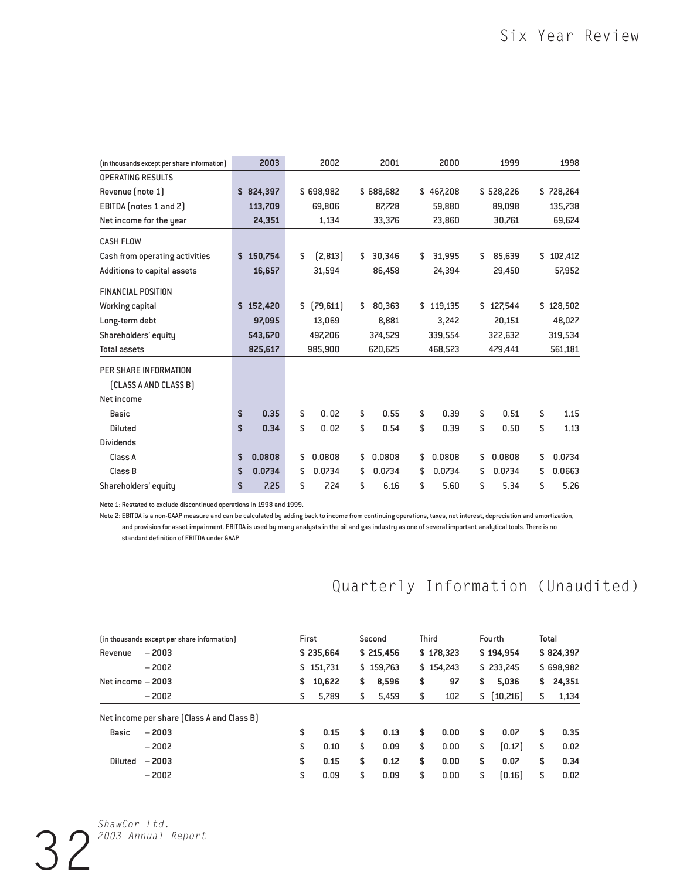# Six Year Review

| (in thousands except per share information) | 2003 | 2002 | 2001 | 2000 | 1999 | 1998 |
|---|---|---|---|---|---|---|
| OPERATING RESULTS | | | | | | |
| Revenue (note 1) | **$ 824,397** | $ 698,982 | $ 688,682 | $ 467,208 | $ 528,226 | $ 728,264 |
| EBITDA (notes 1 and 2) | **113,709** | 69,806 | 87,728 | 59,880 | 89,098 | 135,738 |
| Net income for the year | **24,351** | 1,134 | 33,376 | 23,860 | 30,761 | 69,624 |
| CASH FLOW | | | | | | |
| Cash from operating activities | **$ 150,754** | $ (2,813) | $ 30,346 | $ 31,995 | $ 85,639 | $ 102,412 |
| Additions to capital assets | **16,657** | 31,594 | 86,458 | 24,394 | 29,450 | 57,952 |
| FINANCIAL POSITION | | | | | | |
| Working capital | **$ 152,420** | $ (79,611) | $ 80,363 | $ 119,135 | $ 127,544 | $ 128,502 |
| Long-term debt | **97,095** | 13,069 | 8,881 | 3,242 | 20,151 | 48,027 |
| Shareholders' equity | **543,670** | 497,206 | 374,529 | 339,554 | 322,632 | 319,534 |
| Total assets | **825,617** | 985,900 | 620,625 | 468,523 | 479,441 | 561,181 |
| PER SHARE INFORMATION (CLASS A AND CLASS B) | | | | | | |
| Net income | | | | | | |
| Basic | **$ 0.35** | $ 0.02 | $ 0.55 | $ 0.39 | $ 0.51 | $ 1.15 |
| Diluted | **$ 0.34** | $ 0.02 | $ 0.54 | $ 0.39 | $ 0.50 | $ 1.13 |
| Dividends | | | | | | |
| Class A | **$ 0.0808** | $ 0.0808 | $ 0.0808 | $ 0.0808 | $ 0.0808 | $ 0.0734 |
| Class B | **$ 0.0734** | $ 0.0734 | $ 0.0734 | $ 0.0734 | $ 0.0734 | $ 0.0663 |
| Shareholders' equity | **$ 7.25** | $ 7.24 | $ 6.16 | $ 5.60 | $ 5.34 | $ 5.26 |

Note 1: Restated to exclude discontinued operations in 1998 and 1999.

Note 2: EBITDA is a non-GAAP measure and can be calculated by adding back to income from continuing operations, taxes, net interest, depreciation and amortization, and provision for asset impairment. EBITDA is used by many analysts in the oil and gas industry as one of several important analytical tools. There is no standard definition of EBITDA under GAAP.

# Quarterly Information (Unaudited)

| (in thousands except per share information) | | First | Second | Third | Fourth | Total |
|---|---|---|---|---|---|---|
| Revenue | **– 2003** | **$ 235,664** | **$ 215,456** | **$ 178,323** | **$ 194,954** | **$ 824,397** |
| | – 2002 | $ 151,731 | $ 159,763 | $ 154,243 | $ 233,245 | $ 698,982 |
| Net income | **– 2003** | **$ 10,622** | **$ 8,596** | **$ 97** | **$ 5,036** | **$ 24,351** |
| | – 2002 | $ 5,789 | $ 5,459 | $ 102 | $ (10,216) | $ 1,134 |
| Net income per share (Class A and Class B) | | | | | | |
| Basic | **– 2003** | **$ 0.15** | **$ 0.13** | **$ 0.00** | **$ 0.07** | **$ 0.35** |
| | – 2002 | $ 0.10 | $ 0.09 | $ 0.00 | $ (0.17) | $ 0.02 |
| Diluted | **– 2003** | **$ 0.15** | **$ 0.12** | **$ 0.00** | **$ 0.07** | **$ 0.34** |
| | – 2002 | $ 0.09 | $ 0.09 | $ 0.00 | $ (0.16) | $ 0.02 |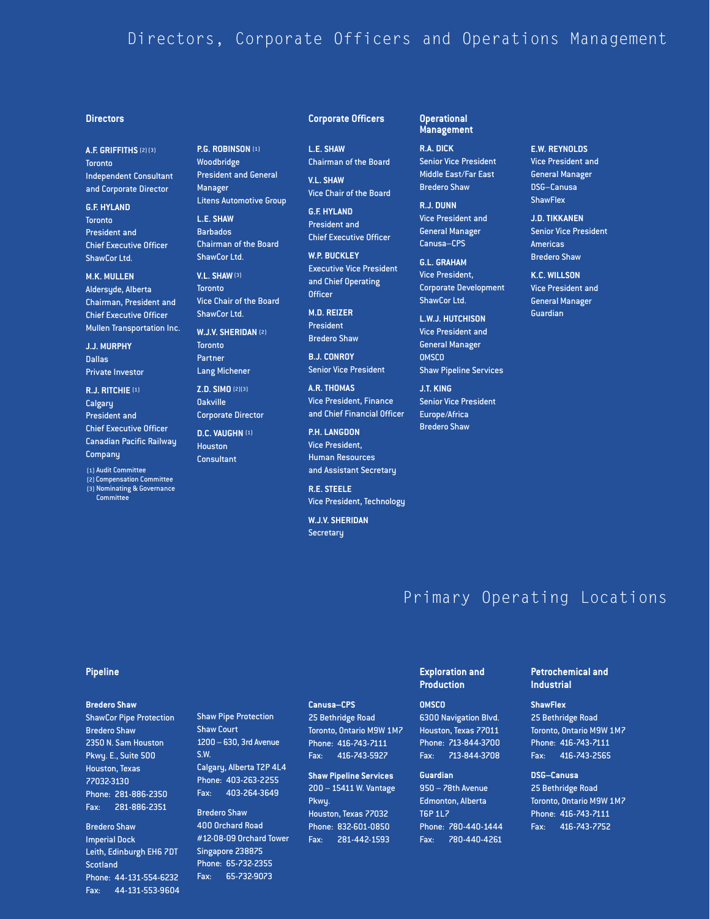# Directors, Corporate Officers and Operations Management

## Directors

**A.F. GRIFFITHS** (2) (3)
Toronto
Independent Consultant and Corporate Director

**G.F. HYLAND**
Toronto
President and Chief Executive Officer
ShawCor Ltd.

**M.K. MULLEN**
Aldersyde, Alberta
Chairman, President and Chief Executive Officer
Mullen Transportation Inc.

**J.J. MURPHY**
Dallas
Private Investor

**R.J. RITCHIE** (1)
Calgary
President and Chief Executive Officer
Canadian Pacific Railway Company

**P.G. ROBINSON** (1)
Woodbridge
President and General Manager
Litens Automotive Group

**L.E. SHAW**
Barbados
Chairman of the Board
ShawCor Ltd.

**V.L. SHAW** (3)
Toronto
Vice Chair of the Board
ShawCor Ltd.

**W.J.V. SHERIDAN** (2)
Toronto
Partner
Lang Michener

**Z.D. SIMO** (2)(3)
Oakville
Corporate Director

**D.C. VAUGHN** (1)
Houston
Consultant

(1) Audit Committee
(2) Compensation Committee
(3) Nominating & Governance Committee

## Corporate Officers

**L.E. SHAW**
Chairman of the Board

**V.L. SHAW**
Vice Chair of the Board

**G.F. HYLAND**
President and Chief Executive Officer

**W.P. BUCKLEY**
Executive Vice President and Chief Operating Officer

**M.D. REIZER**
President
Bredero Shaw

**B.J. CONROY**
Senior Vice President

**A.R. THOMAS**
Vice President, Finance and Chief Financial Officer

**P.H. LANGDON**
Vice President, Human Resources and Assistant Secretary

**R.E. STEELE**
Vice President, Technology

**W.J.V. SHERIDAN**
Secretary

## Operational Management

**R.A. DICK**
Senior Vice President
Middle East/Far East
Bredero Shaw

**R.J. DUNN**
Vice President and General Manager
Canusa–CPS

**G.L. GRAHAM**
Vice President, Corporate Development
ShawCor Ltd.

**L.W.J. HUTCHISON**
Vice President and General Manager
OMSCO
Shaw Pipeline Services

**J.T. KING**
Senior Vice President
Europe/Africa
Bredero Shaw

**E.W. REYNOLDS**
Vice President and General Manager
DSG–Canusa
ShawFlex

**J.D. TIKKANEN**
Senior Vice President
Americas
Bredero Shaw

**K.C. WILLSON**
Vice President and General Manager
Guardian

# Primary Operating Locations

## Pipeline

**Bredero Shaw**
ShawCor Pipe Protection
Bredero Shaw
2350 N. Sam Houston Pkwy. E., Suite 500
Houston, Texas 77032-3130
Phone: 281-886-2350
Fax: 281-886-2351

Bredero Shaw
Imperial Dock
Leith, Edinburgh EH6 7DT
Scotland
Phone: 44-131-554-6232
Fax: 44-131-553-9604

Shaw Pipe Protection
Shaw Court
1200 – 630, 3rd Avenue S.W.
Calgary, Alberta T2P 4L4
Phone: 403-263-2255
Fax: 403-264-3649

Bredero Shaw
400 Orchard Road
#12-08-09 Orchard Tower
Singapore 238875
Phone: 65-732-2355
Fax: 65-732-9073

**Canusa–CPS**
25 Bethridge Road
Toronto, Ontario M9W 1M7
Phone: 416-743-7111
Fax: 416-743-5927

**Shaw Pipeline Services**
200 – 15411 W. Vantage Pkwy.
Houston, Texas 77032
Phone: 832-601-0850
Fax: 281-442-1593

## Exploration and Production

**OMSCO**
6300 Navigation Blvd.
Houston, Texas 77011
Phone: 713-844-3700
Fax: 713-844-3708

**Guardian**
950 – 78th Avenue
Edmonton, Alberta T6P 1L7
Phone: 780-440-1444
Fax: 780-440-4261

## Petrochemical and Industrial

**ShawFlex**
25 Bethridge Road
Toronto, Ontario M9W 1M7
Phone: 416-743-7111
Fax: 416-743-2565

**DSG–Canusa**
25 Bethridge Road
Toronto, Ontario M9W 1M7
Phone: 416-743-7111
Fax: 416-743-7752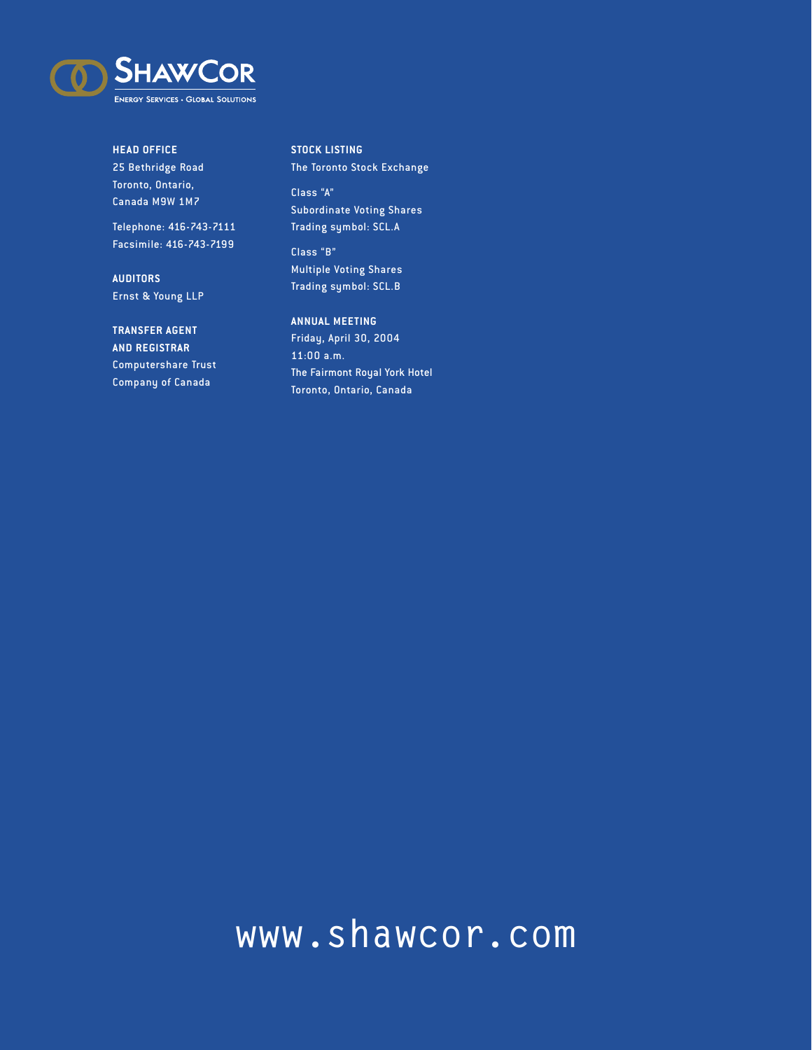**ShawCor**

Energy Services · Global Solutions

**HEAD OFFICE**

25 Bethridge Road
Toronto, Ontario,
Canada M9W 1M7

Telephone: 416-743-7111
Facsimile: 416-743-7199

**AUDITORS**

Ernst & Young LLP

**TRANSFER AGENT AND REGISTRAR**

Computershare Trust
Company of Canada

**STOCK LISTING**

The Toronto Stock Exchange

Class "A"
Subordinate Voting Shares
Trading symbol: SCL.A

Class "B"
Multiple Voting Shares
Trading symbol: SCL.B

**ANNUAL MEETING**

Friday, April 30, 2004
11:00 a.m.
The Fairmont Royal York Hotel
Toronto, Ontario, Canada

www.shawcor.com